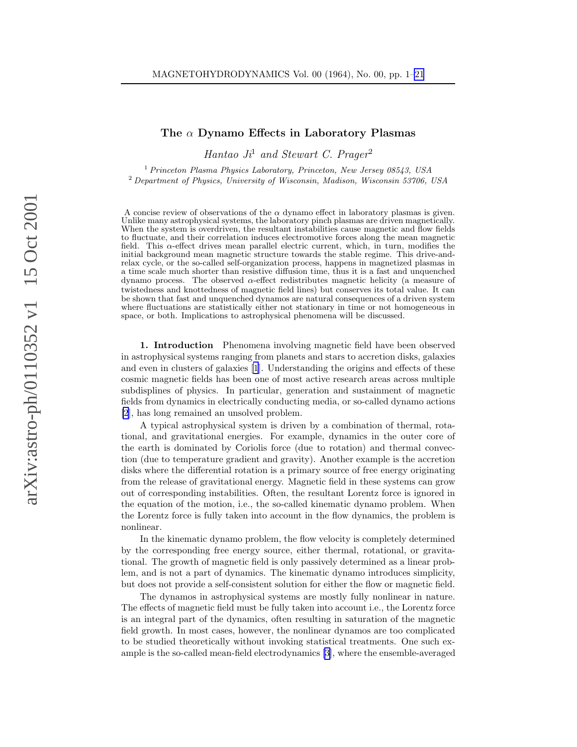# The $\alpha$ Dynamo Effects in Laboratory Plasmas

*Hantao Ji*[1] *and Stewart C. Prager*[2]

[1] *Princeton Plasma Physics Laboratory, Princeton, New Jersey 08543, USA*
[2] *Department of Physics, University of Wisconsin, Madison, Wisconsin 53706, USA*

A concise review of observations of the $\alpha$ dynamo effect in laboratory plasmas is given. Unlike many astrophysical systems, the laboratory pinch plasmas are driven magnetically. When the system is overdriven, the resultant instabilities cause magnetic and flow fields to fluctuate, and their correlation induces electromotive forces along the mean magnetic field. This $\alpha$-effect drives mean parallel electric current, which, in turn, modifies the initial background mean magnetic structure towards the stable regime. This drive-and-relax cycle, or the so-called self-organization process, happens in magnetized plasmas in a time scale much shorter than resistive diffusion time, thus it is a fast and unquenched dynamo process. The observed $\alpha$-effect redistributes magnetic helicity (a measure of twistedness and knottedness of magnetic field lines) but conserves its total value. It can be shown that fast and unquenched dynamos are natural consequences of a driven system where fluctuations are statistically either not stationary in time or not homogeneous in space, or both. Implications to astrophysical phenomena will be discussed.

**1. Introduction** Phenomena involving magnetic field have been observed in astrophysical systems ranging from planets and stars to accretion disks, galaxies and even in clusters of galaxies [1]. Understanding the origins and effects of these cosmic magnetic fields has been one of most active research areas across multiple subdisplines of physics. In particular, generation and sustainment of magnetic fields from dynamics in electrically conducting media, or so-called dynamo actions [2], has long remained an unsolved problem.

A typical astrophysical system is driven by a combination of thermal, rotational, and gravitational energies. For example, dynamics in the outer core of the earth is dominated by Coriolis force (due to rotation) and thermal convection (due to temperature gradient and gravity). Another example is the accretion disks where the differential rotation is a primary source of free energy originating from the release of gravitational energy. Magnetic field in these systems can grow out of corresponding instabilities. Often, the resultant Lorentz force is ignored in the equation of the motion, i.e., the so-called kinematic dynamo problem. When the Lorentz force is fully taken into account in the flow dynamics, the problem is nonlinear.

In the kinematic dynamo problem, the flow velocity is completely determined by the corresponding free energy source, either thermal, rotational, or gravitational. The growth of magnetic field is only passively determined as a linear problem, and is not a part of dynamics. The kinematic dynamo introduces simplicity, but does not provide a self-consistent solution for either the flow or magnetic field.

The dynamos in astrophysical systems are mostly fully nonlinear in nature. The effects of magnetic field must be fully taken into account i.e., the Lorentz force is an integral part of the dynamics, often resulting in saturation of the magnetic field growth. In most cases, however, the nonlinear dynamos are too complicated to be studied theoretically without invoking statistical treatments. One such example is the so-called mean-field electrodynamics [3], where the ensemble-averaged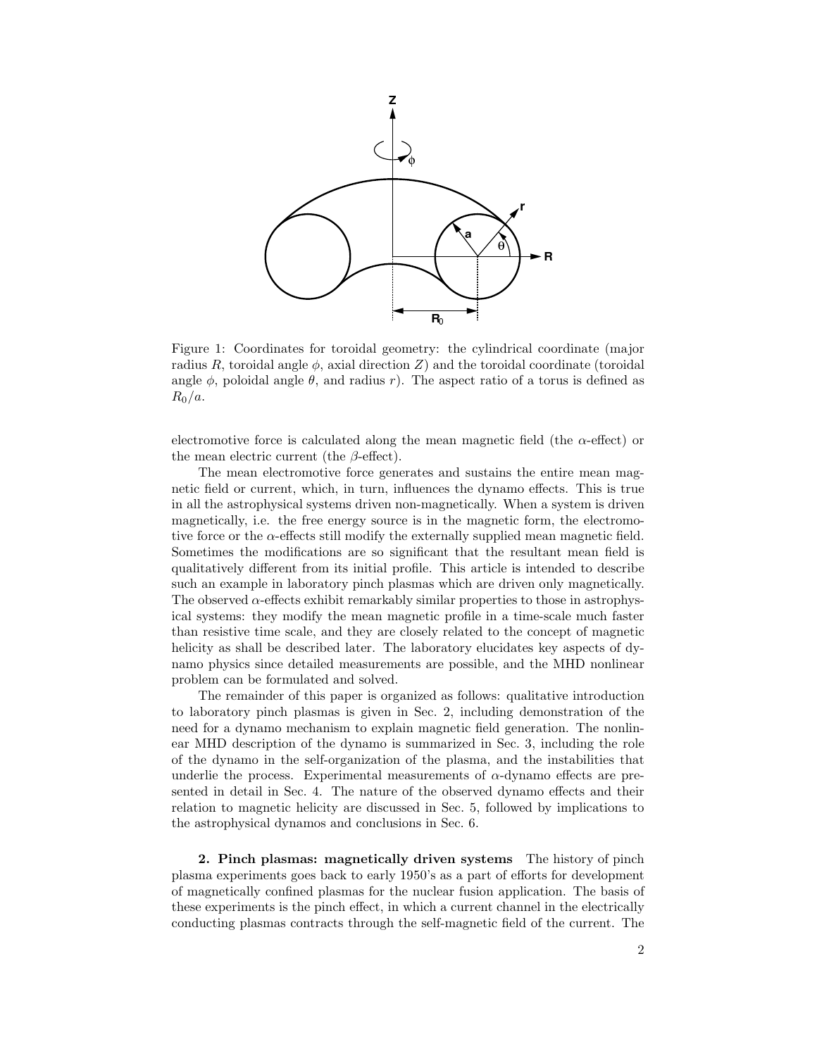Figure 1: Coordinates for toroidal geometry: the cylindrical coordinate (major radius $R$, toroidal angle $\phi$, axial direction $Z$) and the toroidal coordinate (toroidal angle $\phi$, poloidal angle $\theta$, and radius $r$). The aspect ratio of a torus is defined as $R_0/a$.

electromotive force is calculated along the mean magnetic field (the $\alpha$-effect) or the mean electric current (the $\beta$-effect).

The mean electromotive force generates and sustains the entire mean magnetic field or current, which, in turn, influences the dynamo effects. This is true in all the astrophysical systems driven non-magnetically. When a system is driven magnetically, i.e. the free energy source is in the magnetic form, the electromotive force or the $\alpha$-effects still modify the externally supplied mean magnetic field. Sometimes the modifications are so significant that the resultant mean field is qualitatively different from its initial profile. This article is intended to describe such an example in laboratory pinch plasmas which are driven only magnetically. The observed $\alpha$-effects exhibit remarkably similar properties to those in astrophysical systems: they modify the mean magnetic profile in a time-scale much faster than resistive time scale, and they are closely related to the concept of magnetic helicity as shall be described later. The laboratory elucidates key aspects of dynamo physics since detailed measurements are possible, and the MHD nonlinear problem can be formulated and solved.

The remainder of this paper is organized as follows: qualitative introduction to laboratory pinch plasmas is given in Sec. 2, including demonstration of the need for a dynamo mechanism to explain magnetic field generation. The nonlinear MHD description of the dynamo is summarized in Sec. 3, including the role of the dynamo in the self-organization of the plasma, and the instabilities that underlie the process. Experimental measurements of $\alpha$-dynamo effects are presented in detail in Sec. 4. The nature of the observed dynamo effects and their relation to magnetic helicity are discussed in Sec. 5, followed by implications to the astrophysical dynamos and conclusions in Sec. 6.

**2. Pinch plasmas: magnetically driven systems** The history of pinch plasma experiments goes back to early 1950's as a part of efforts for development of magnetically confined plasmas for the nuclear fusion application. The basis of these experiments is the pinch effect, in which a current channel in the electrically conducting plasmas contracts through the self-magnetic field of the current. The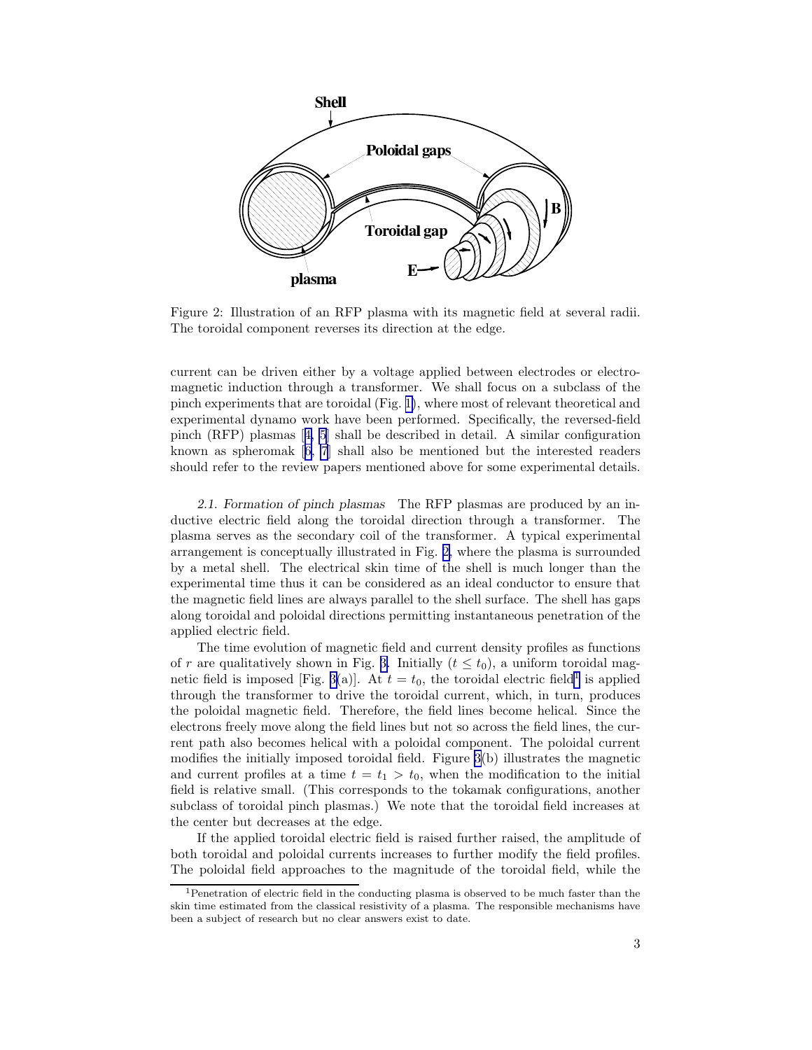Figure 2: Illustration of an RFP plasma with its magnetic field at several radii. The toroidal component reverses its direction at the edge.

current can be driven either by a voltage applied between electrodes or electromagnetic induction through a transformer. We shall focus on a subclass of the pinch experiments that are toroidal (Fig. 1), where most of relevant theoretical and experimental dynamo work have been performed. Specifically, the reversed-field pinch (RFP) plasmas [4, 5] shall be described in detail. A similar configuration known as spheromak [6, 7] shall also be mentioned but the interested readers should refer to the review papers mentioned above for some experimental details.

*2.1. Formation of pinch plasmas* The RFP plasmas are produced by an inductive electric field along the toroidal direction through a transformer. The plasma serves as the secondary coil of the transformer. A typical experimental arrangement is conceptually illustrated in Fig. 2, where the plasma is surrounded by a metal shell. The electrical skin time of the shell is much longer than the experimental time thus it can be considered as an ideal conductor to ensure that the magnetic field lines are always parallel to the shell surface. The shell has gaps along toroidal and poloidal directions permitting instantaneous penetration of the applied electric field.

The time evolution of magnetic field and current density profiles as functions of $r$ are qualitatively shown in Fig. 3. Initially ($t \leq t_0$), a uniform toroidal magnetic field is imposed [Fig. 3(a)]. At $t = t_0$, the toroidal electric field[1] is applied through the transformer to drive the toroidal current, which, in turn, produces the poloidal magnetic field. Therefore, the field lines become helical. Since the electrons freely move along the field lines but not so across the field lines, the current path also becomes helical with a poloidal component. The poloidal current modifies the initially imposed toroidal field. Figure 3(b) illustrates the magnetic and current profiles at a time $t = t_1 > t_0$, when the modification to the initial field is relative small. (This corresponds to the tokamak configurations, another subclass of toroidal pinch plasmas.) We note that the toroidal field increases at the center but decreases at the edge.

If the applied toroidal electric field is raised further raised, the amplitude of both toroidal and poloidal currents increases to further modify the field profiles. The poloidal field approaches to the magnitude of the toroidal field, while the

[1] Penetration of electric field in the conducting plasma is observed to be much faster than the skin time estimated from the classical resistivity of a plasma. The responsible mechanisms have been a subject of research but no clear answers exist to date.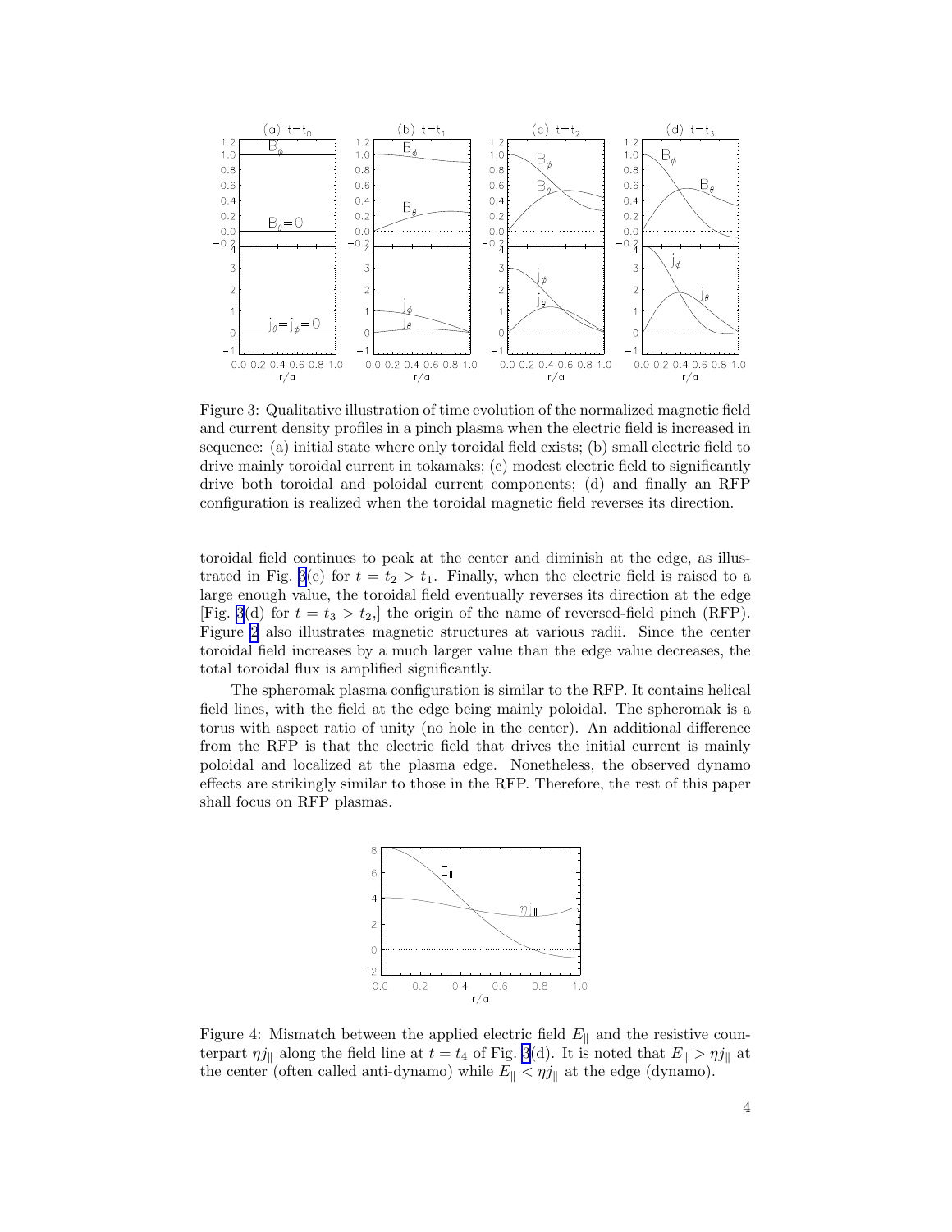Figure 3: Qualitative illustration of time evolution of the normalized magnetic field and current density profiles in a pinch plasma when the electric field is increased in sequence: (a) initial state where only toroidal field exists; (b) small electric field to drive mainly toroidal current in tokamaks; (c) modest electric field to significantly drive both toroidal and poloidal current components; (d) and finally an RFP configuration is realized when the toroidal magnetic field reverses its direction.

toroidal field continues to peak at the center and diminish at the edge, as illustrated in Fig. 3(c) for $t = t_2 > t_1$. Finally, when the electric field is raised to a large enough value, the toroidal field eventually reverses its direction at the edge [Fig. 3(d) for $t = t_3 > t_2$,] the origin of the name of reversed-field pinch (RFP). Figure 2 also illustrates magnetic structures at various radii. Since the center toroidal field increases by a much larger value than the edge value decreases, the total toroidal flux is amplified significantly.

The spheromak plasma configuration is similar to the RFP. It contains helical field lines, with the field at the edge being mainly poloidal. The spheromak is a torus with aspect ratio of unity (no hole in the center). An additional difference from the RFP is that the electric field that drives the initial current is mainly poloidal and localized at the plasma edge. Nonetheless, the observed dynamo effects are strikingly similar to those in the RFP. Therefore, the rest of this paper shall focus on RFP plasmas.

Figure 4: Mismatch between the applied electric field $E_\parallel$ and the resistive counterpart $\eta j_\parallel$ along the field line at $t = t_4$ of Fig. 3(d). It is noted that $E_\parallel > \eta j_\parallel$ at the center (often called anti-dynamo) while $E_\parallel < \eta j_\parallel$ at the edge (dynamo).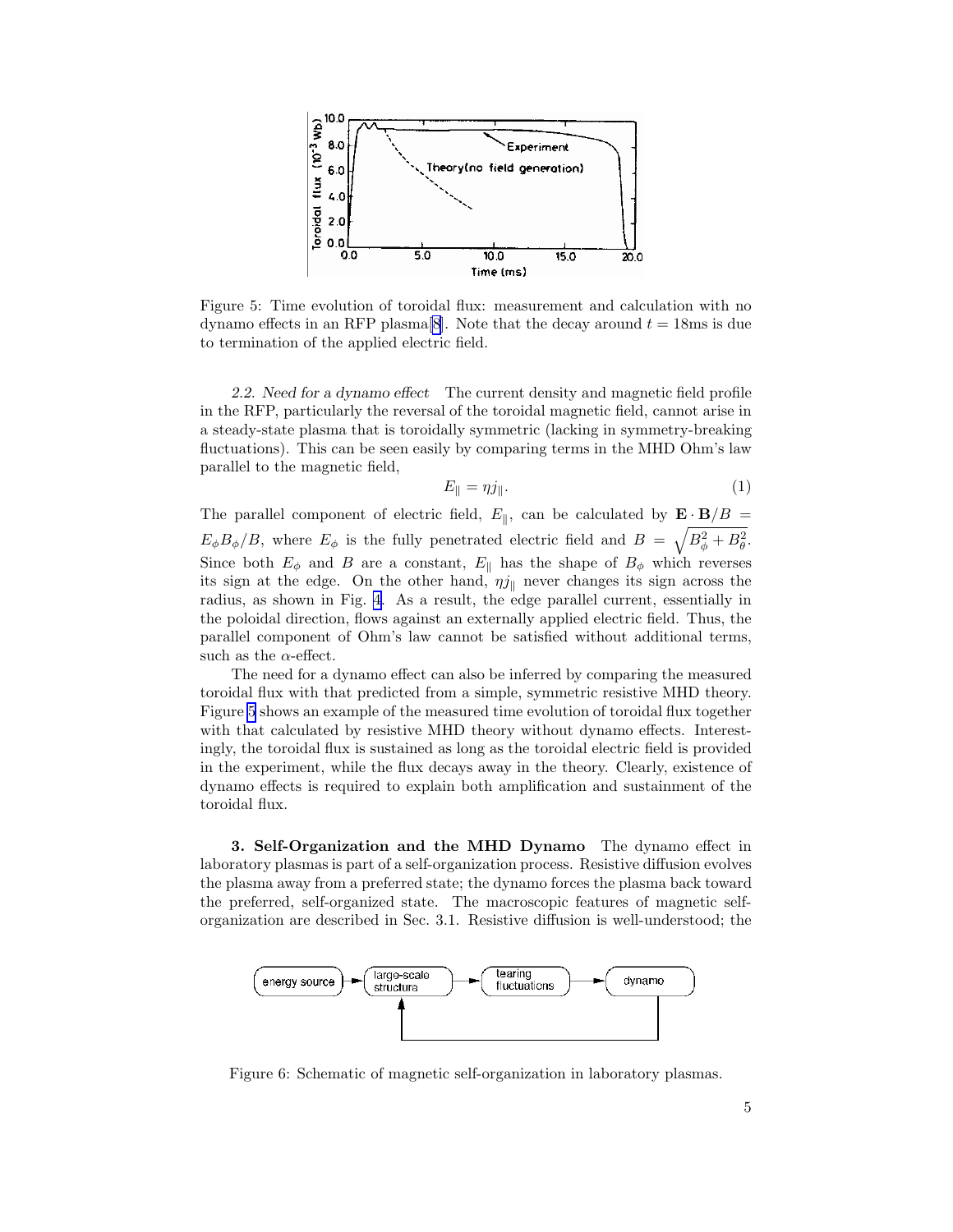Figure 5: Time evolution of toroidal flux: measurement and calculation with no dynamo effects in an RFP plasma[8]. Note that the decay around $t = 18$ms is due to termination of the applied electric field.

*2.2. Need for a dynamo effect* The current density and magnetic field profile in the RFP, particularly the reversal of the toroidal magnetic field, cannot arise in a steady-state plasma that is toroidally symmetric (lacking in symmetry-breaking fluctuations). This can be seen easily by comparing terms in the MHD Ohm's law parallel to the magnetic field,

$$E_{\|} = \eta j_{\|}. \tag{1}$$

The parallel component of electric field, $E_{\|}$, can be calculated by $\mathbf{E} \cdot \mathbf{B}/B = E_\phi B_\phi / B$, where $E_\phi$ is the fully penetrated electric field and $B = \sqrt{B_\phi^2 + B_\theta^2}$. Since both $E_\phi$ and $B$ are a constant, $E_{\|}$ has the shape of $B_\phi$ which reverses its sign at the edge. On the other hand, $\eta j_{\|}$ never changes its sign across the radius, as shown in Fig. 4. As a result, the edge parallel current, essentially in the poloidal direction, flows against an externally applied electric field. Thus, the parallel component of Ohm's law cannot be satisfied without additional terms, such as the $\alpha$-effect.

The need for a dynamo effect can also be inferred by comparing the measured toroidal flux with that predicted from a simple, symmetric resistive MHD theory. Figure 5 shows an example of the measured time evolution of toroidal flux together with that calculated by resistive MHD theory without dynamo effects. Interestingly, the toroidal flux is sustained as long as the toroidal electric field is provided in the experiment, while the flux decays away in the theory. Clearly, existence of dynamo effects is required to explain both amplification and sustainment of the toroidal flux.

**3. Self-Organization and the MHD Dynamo** The dynamo effect in laboratory plasmas is part of a self-organization process. Resistive diffusion evolves the plasma away from a preferred state; the dynamo forces the plasma back toward the preferred, self-organized state. The macroscopic features of magnetic self-organization are described in Sec. 3.1. Resistive diffusion is well-understood; the

Figure 6: Schematic of magnetic self-organization in laboratory plasmas.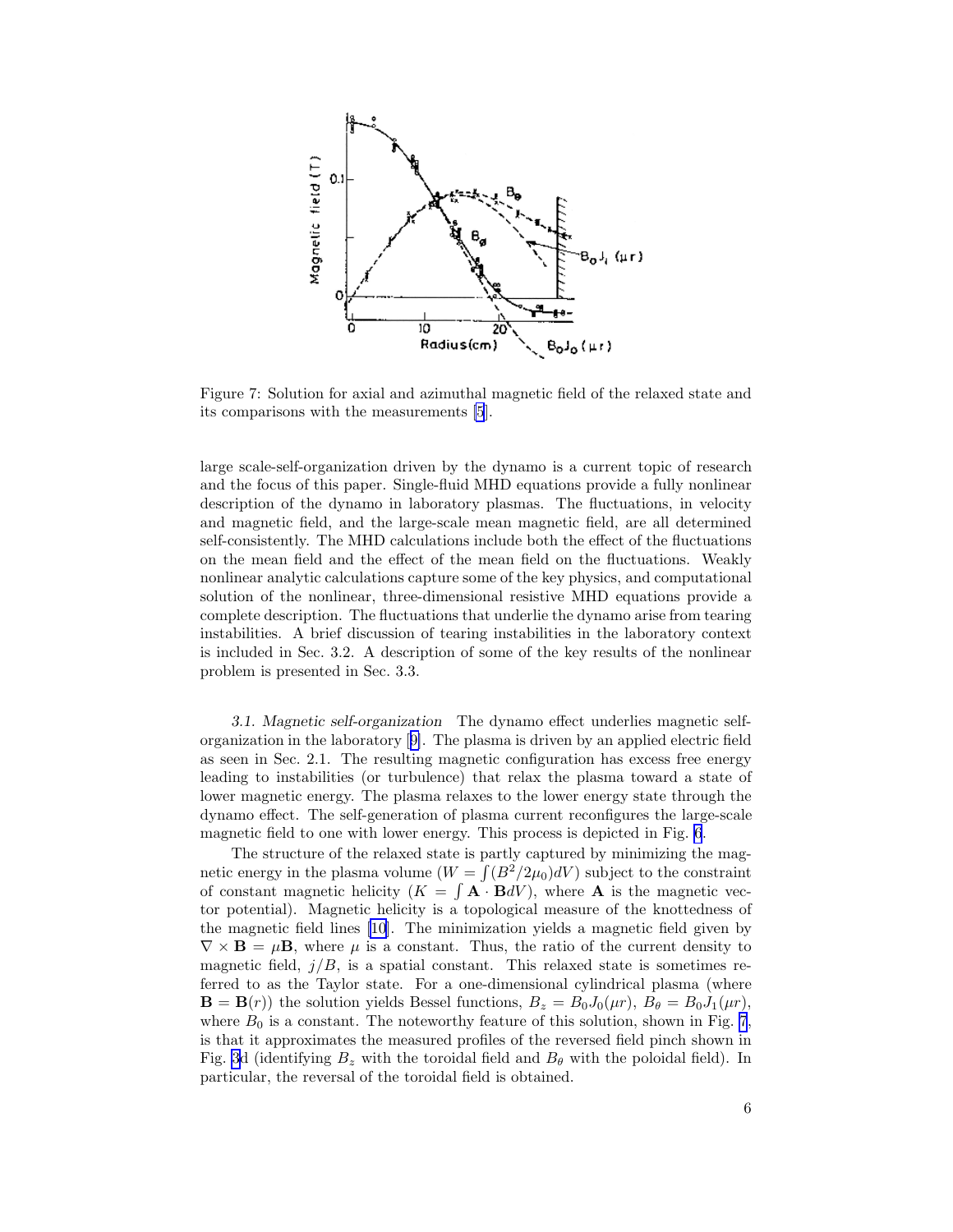Figure 7: Solution for axial and azimuthal magnetic field of the relaxed state and its comparisons with the measurements [5].

large scale-self-organization driven by the dynamo is a current topic of research and the focus of this paper. Single-fluid MHD equations provide a fully nonlinear description of the dynamo in laboratory plasmas. The fluctuations, in velocity and magnetic field, and the large-scale mean magnetic field, are all determined self-consistently. The MHD calculations include both the effect of the fluctuations on the mean field and the effect of the mean field on the fluctuations. Weakly nonlinear analytic calculations capture some of the key physics, and computational solution of the nonlinear, three-dimensional resistive MHD equations provide a complete description. The fluctuations that underlie the dynamo arise from tearing instabilities. A brief discussion of tearing instabilities in the laboratory context is included in Sec. 3.2. A description of some of the key results of the nonlinear problem is presented in Sec. 3.3.

*3.1. Magnetic self-organization* The dynamo effect underlies magnetic self-organization in the laboratory [9]. The plasma is driven by an applied electric field as seen in Sec. 2.1. The resulting magnetic configuration has excess free energy leading to instabilities (or turbulence) that relax the plasma toward a state of lower magnetic energy. The plasma relaxes to the lower energy state through the dynamo effect. The self-generation of plasma current reconfigures the large-scale magnetic field to one with lower energy. This process is depicted in Fig. 6.

The structure of the relaxed state is partly captured by minimizing the magnetic energy in the plasma volume ($W = \int (B^2/2\mu_0)dV$) subject to the constraint of constant magnetic helicity ($K = \int \mathbf{A} \cdot \mathbf{B}dV$), where $\mathbf{A}$ is the magnetic vector potential). Magnetic helicity is a topological measure of the knottedness of the magnetic field lines [10]. The minimization yields a magnetic field given by $\nabla \times \mathbf{B} = \mu\mathbf{B}$, where $\mu$ is a constant. Thus, the ratio of the current density to magnetic field, $j/B$, is a spatial constant. This relaxed state is sometimes referred to as the Taylor state. For a one-dimensional cylindrical plasma (where $\mathbf{B} = \mathbf{B}(r)$) the solution yields Bessel functions, $B_z = B_0 J_0(\mu r)$, $B_\theta = B_0 J_1(\mu r)$, where $B_0$ is a constant. The noteworthy feature of this solution, shown in Fig. 7, is that it approximates the measured profiles of the reversed field pinch shown in Fig. 3d (identifying $B_z$ with the toroidal field and $B_\theta$ with the poloidal field). In particular, the reversal of the toroidal field is obtained.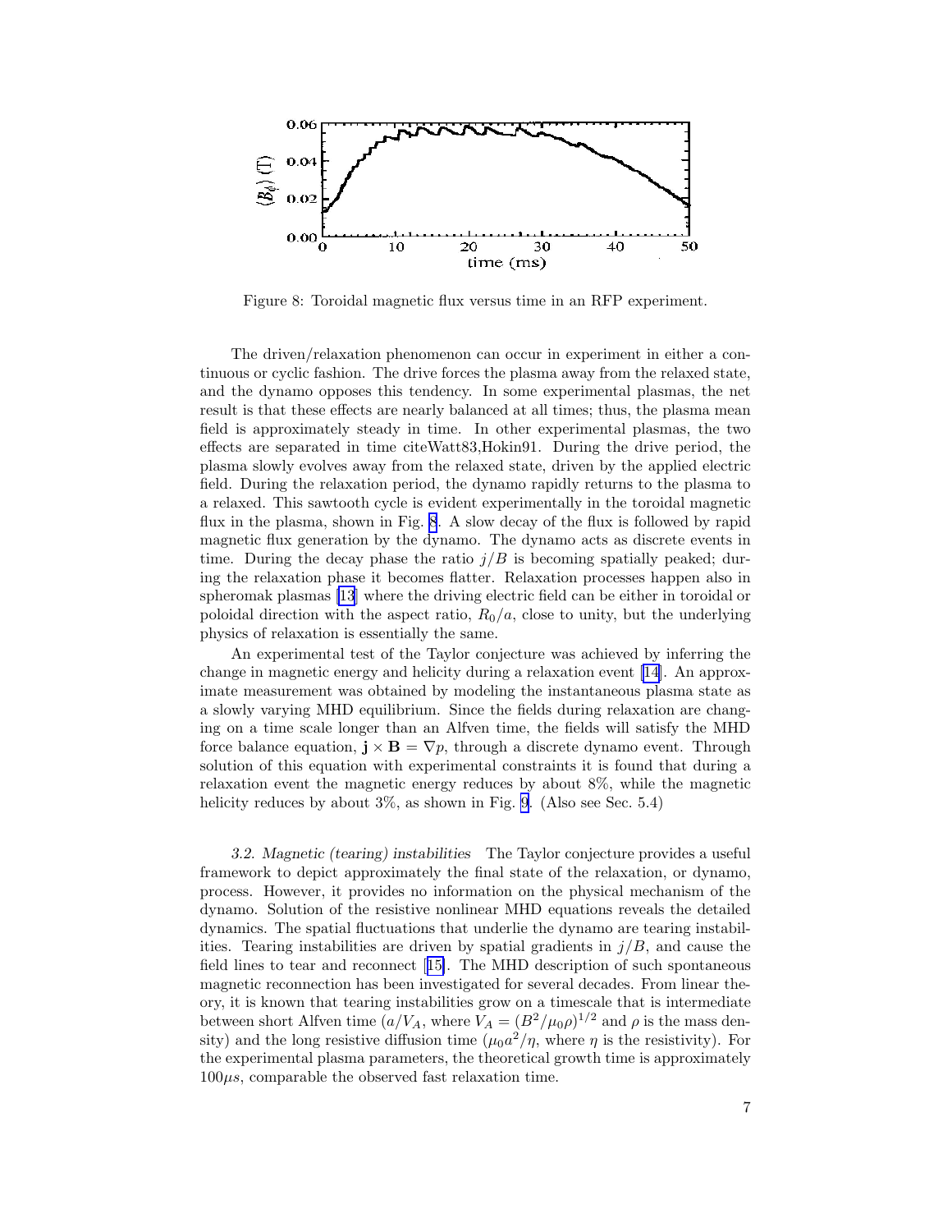Figure 8: Toroidal magnetic flux versus time in an RFP experiment.

The driven/relaxation phenomenon can occur in experiment in either a continuous or cyclic fashion. The drive forces the plasma away from the relaxed state, and the dynamo opposes this tendency. In some experimental plasmas, the net result is that these effects are nearly balanced at all times; thus, the plasma mean field is approximately steady in time. In other experimental plasmas, the two effects are separated in time citeWatt83,Hokin91. During the drive period, the plasma slowly evolves away from the relaxed state, driven by the applied electric field. During the relaxation period, the dynamo rapidly returns to the plasma to a relaxed. This sawtooth cycle is evident experimentally in the toroidal magnetic flux in the plasma, shown in Fig. 8. A slow decay of the flux is followed by rapid magnetic flux generation by the dynamo. The dynamo acts as discrete events in time. During the decay phase the ratio $j/B$ is becoming spatially peaked; during the relaxation phase it becomes flatter. Relaxation processes happen also in spheromak plasmas [13] where the driving electric field can be either in toroidal or poloidal direction with the aspect ratio, $R_0/a$, close to unity, but the underlying physics of relaxation is essentially the same.

An experimental test of the Taylor conjecture was achieved by inferring the change in magnetic energy and helicity during a relaxation event [14]. An approximate measurement was obtained by modeling the instantaneous plasma state as a slowly varying MHD equilibrium. Since the fields during relaxation are changing on a time scale longer than an Alfven time, the fields will satisfy the MHD force balance equation, $\mathbf{j} \times \mathbf{B} = \nabla p$, through a discrete dynamo event. Through solution of this equation with experimental constraints it is found that during a relaxation event the magnetic energy reduces by about 8%, while the magnetic helicity reduces by about 3%, as shown in Fig. 9. (Also see Sec. 5.4)

*3.2. Magnetic (tearing) instabilities* The Taylor conjecture provides a useful framework to depict approximately the final state of the relaxation, or dynamo, process. However, it provides no information on the physical mechanism of the dynamo. Solution of the resistive nonlinear MHD equations reveals the detailed dynamics. The spatial fluctuations that underlie the dynamo are tearing instabilities. Tearing instabilities are driven by spatial gradients in $j/B$, and cause the field lines to tear and reconnect [15]. The MHD description of such spontaneous magnetic reconnection has been investigated for several decades. From linear theory, it is known that tearing instabilities grow on a timescale that is intermediate between short Alfven time ($a/V_A$, where $V_A = (B^2/\mu_0\rho)^{1/2}$ and $\rho$ is the mass density) and the long resistive diffusion time ($\mu_0 a^2/\eta$, where $\eta$ is the resistivity). For the experimental plasma parameters, the theoretical growth time is approximately $100\mu s$, comparable the observed fast relaxation time.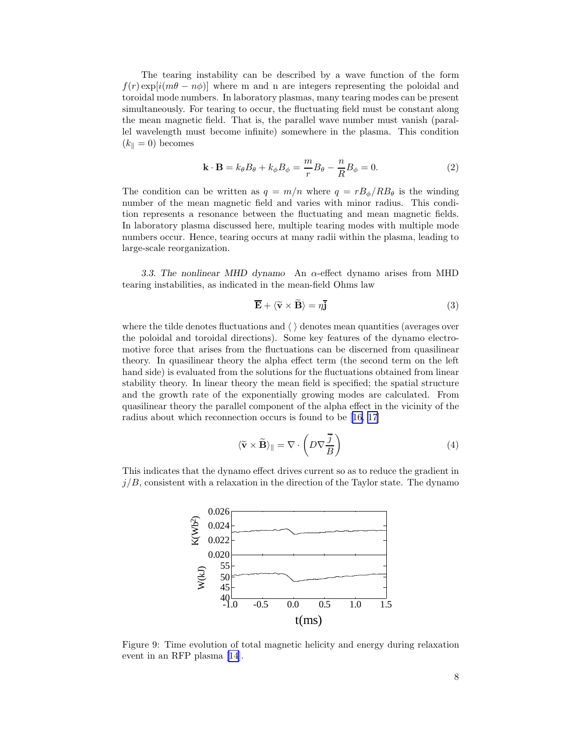The tearing instability can be described by a wave function of the form $f(r) \exp[i(m\theta - n\phi)]$ where m and n are integers representing the poloidal and toroidal mode numbers. In laboratory plasmas, many tearing modes can be present simultaneously. For tearing to occur, the fluctuating field must be constant along the mean magnetic field. That is, the parallel wave number must vanish (parallel wavelength must become infinite) somewhere in the plasma. This condition ($k_{\parallel} = 0$) becomes

$$\mathbf{k} \cdot \mathbf{B} = k_\theta B_\theta + k_\phi B_\phi = \frac{m}{r} B_\theta - \frac{n}{R} B_\phi = 0. \tag{2}$$

The condition can be written as $q = m/n$ where $q = rB_\phi / RB_\theta$ is the winding number of the mean magnetic field and varies with minor radius. This condition represents a resonance between the fluctuating and mean magnetic fields. In laboratory plasma discussed here, multiple tearing modes with multiple mode numbers occur. Hence, tearing occurs at many radii within the plasma, leading to large-scale reorganization.

*3.3. The nonlinear MHD dynamo* An $\alpha$-effect dynamo arises from MHD tearing instabilities, as indicated in the mean-field Ohms law

$$\overline{\mathbf{E}} + \langle \widetilde{\mathbf{v}} \times \widetilde{\mathbf{B}} \rangle = \eta \overline{\mathbf{j}} \tag{3}$$

where the tilde denotes fluctuations and $\langle \; \rangle$ denotes mean quantities (averages over the poloidal and toroidal directions). Some key features of the dynamo electromotive force that arises from the fluctuations can be discerned from quasilinear theory. In quasilinear theory the alpha effect term (the second term on the left hand side) is evaluated from the solutions for the fluctuations obtained from linear stability theory. In linear theory the mean field is specified; the spatial structure and the growth rate of the exponentially growing modes are calculated. From quasilinear theory the parallel component of the alpha effect in the vicinity of the radius about which reconnection occurs is found to be [16, 17]

$$\langle \widetilde{\mathbf{v}} \times \widetilde{\mathbf{B}} \rangle_{\parallel} = \nabla \cdot \left( D \nabla \frac{\overline{j}}{\overline{B}} \right) \tag{4}$$

This indicates that the dynamo effect drives current so as to reduce the gradient in $j/B$, consistent with a relaxation in the direction of the Taylor state. The dynamo

Figure 9: Time evolution of total magnetic helicity and energy during relaxation event in an RFP plasma [14].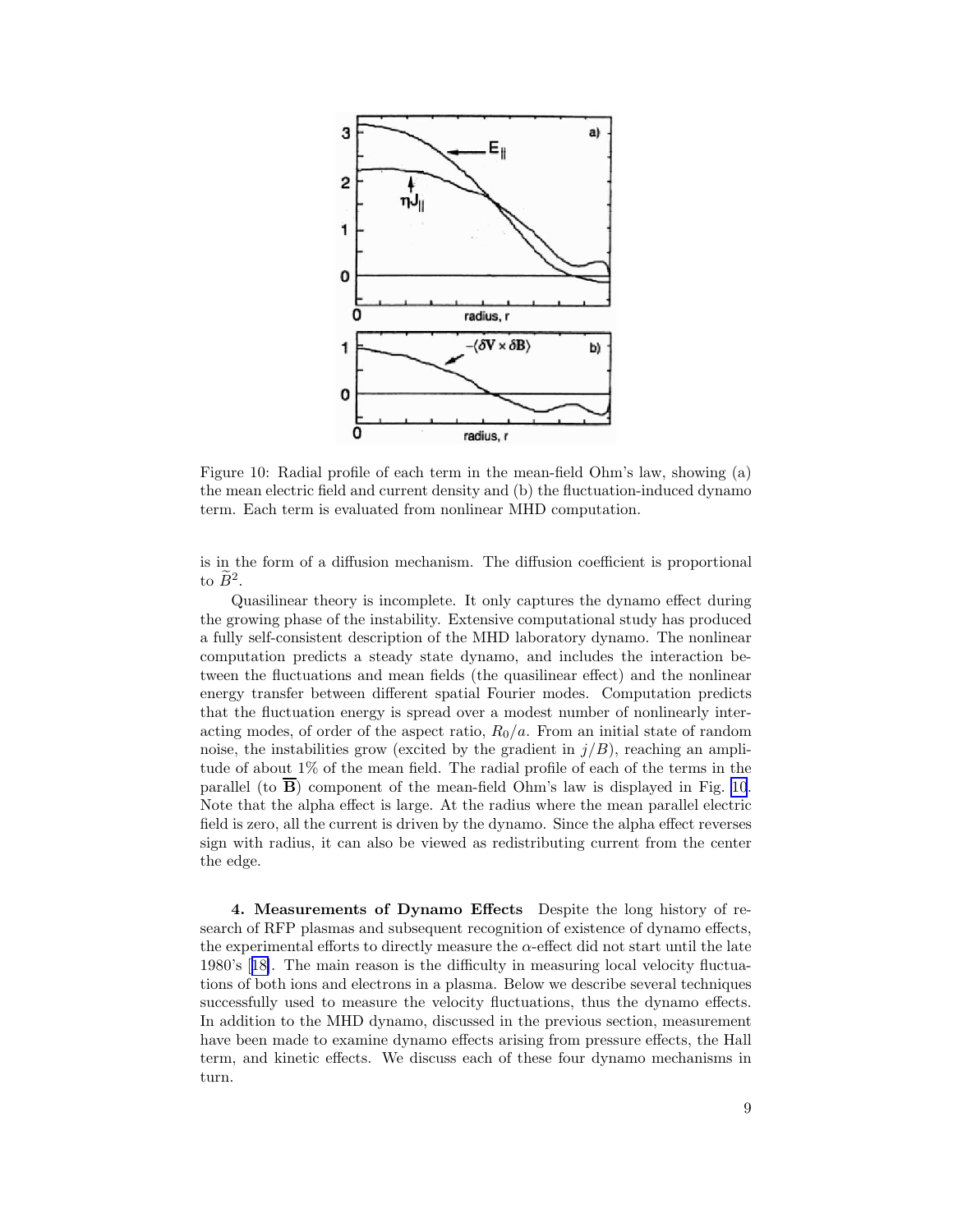Figure 10: Radial profile of each term in the mean-field Ohm's law, showing (a) the mean electric field and current density and (b) the fluctuation-induced dynamo term. Each term is evaluated from nonlinear MHD computation.

is in the form of a diffusion mechanism. The diffusion coefficient is proportional to $\widetilde{B}^2$.

Quasilinear theory is incomplete. It only captures the dynamo effect during the growing phase of the instability. Extensive computational study has produced a fully self-consistent description of the MHD laboratory dynamo. The nonlinear computation predicts a steady state dynamo, and includes the interaction between the fluctuations and mean fields (the quasilinear effect) and the nonlinear energy transfer between different spatial Fourier modes. Computation predicts that the fluctuation energy is spread over a modest number of nonlinearly interacting modes, of order of the aspect ratio, $R_0/a$. From an initial state of random noise, the instabilities grow (excited by the gradient in $j/B$), reaching an amplitude of about 1% of the mean field. The radial profile of each of the terms in the parallel (to $\overline{\mathbf{B}}$) component of the mean-field Ohm's law is displayed in Fig. 10. Note that the alpha effect is large. At the radius where the mean parallel electric field is zero, all the current is driven by the dynamo. Since the alpha effect reverses sign with radius, it can also be viewed as redistributing current from the center the edge.

**4. Measurements of Dynamo Effects** Despite the long history of research of RFP plasmas and subsequent recognition of existence of dynamo effects, the experimental efforts to directly measure the $\alpha$-effect did not start until the late 1980's [18]. The main reason is the difficulty in measuring local velocity fluctuations of both ions and electrons in a plasma. Below we describe several techniques successfully used to measure the velocity fluctuations, thus the dynamo effects. In addition to the MHD dynamo, discussed in the previous section, measurement have been made to examine dynamo effects arising from pressure effects, the Hall term, and kinetic effects. We discuss each of these four dynamo mechanisms in turn.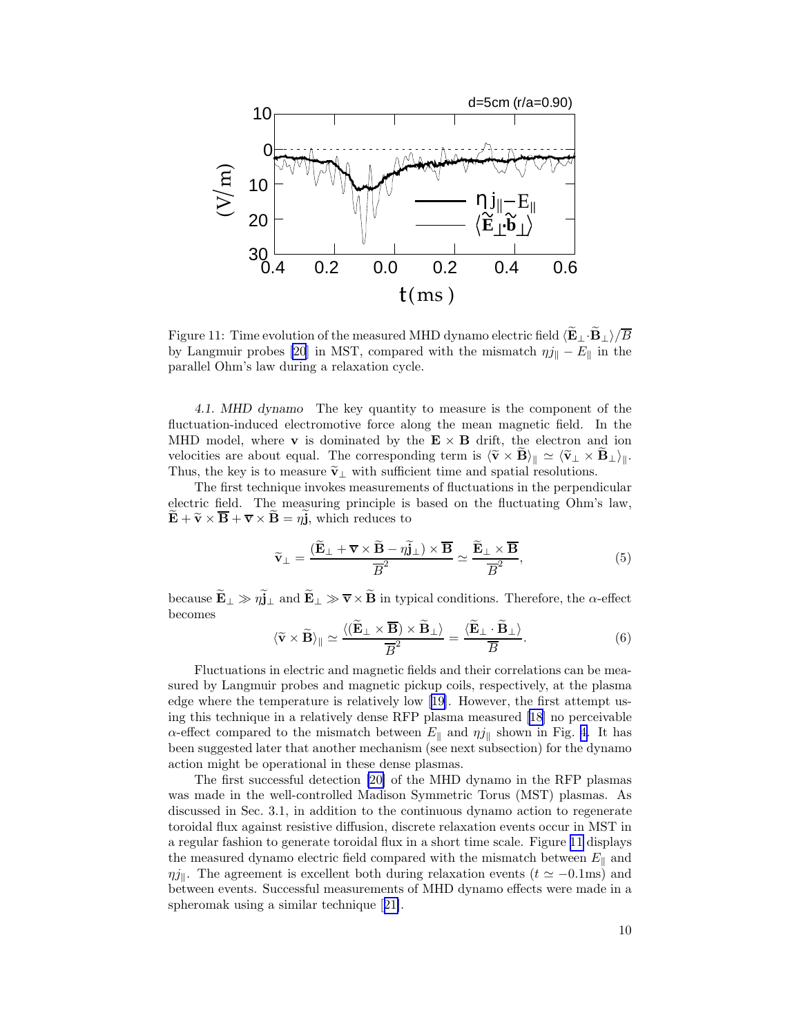Figure 11: Time evolution of the measured MHD dynamo electric field $\langle \widetilde{\mathbf{E}}_\perp \cdot \widetilde{\mathbf{B}}_\perp \rangle / \overline{B}$ by Langmuir probes [20] in MST, compared with the mismatch $\eta j_\parallel - E_\parallel$ in the parallel Ohm's law during a relaxation cycle.

*4.1. MHD dynamo* The key quantity to measure is the component of the fluctuation-induced electromotive force along the mean magnetic field. In the MHD model, where $\mathbf{v}$ is dominated by the $\mathbf{E} \times \mathbf{B}$ drift, the electron and ion velocities are about equal. The corresponding term is $\langle \widetilde{\mathbf{v}} \times \widetilde{\mathbf{B}} \rangle_\parallel \simeq \langle \widetilde{\mathbf{v}}_\perp \times \widetilde{\mathbf{B}}_\perp \rangle_\parallel$. Thus, the key is to measure $\widetilde{\mathbf{v}}_\perp$ with sufficient time and spatial resolutions.

The first technique invokes measurements of fluctuations in the perpendicular electric field. The measuring principle is based on the fluctuating Ohm's law, $\widetilde{\mathbf{E}} + \widetilde{\mathbf{v}} \times \overline{\mathbf{B}} + \overline{\mathbf{v}} \times \widetilde{\mathbf{B}} = \eta \widetilde{\mathbf{j}}$, which reduces to

$$\widetilde{\mathbf{v}}_\perp = \frac{(\widetilde{\mathbf{E}}_\perp + \overline{\mathbf{v}} \times \widetilde{\mathbf{B}} - \eta \widetilde{\mathbf{j}}_\perp) \times \overline{\mathbf{B}}}{\overline{B}^2} \simeq \frac{\widetilde{\mathbf{E}}_\perp \times \overline{\mathbf{B}}}{\overline{B}^2}, \tag{5}$$

because $\widetilde{\mathbf{E}}_\perp \gg \eta \widetilde{\mathbf{j}}_\perp$ and $\widetilde{\mathbf{E}}_\perp \gg \overline{\mathbf{v}} \times \widetilde{\mathbf{B}}$ in typical conditions. Therefore, the $\alpha$-effect becomes

$$\langle \widetilde{\mathbf{v}} \times \widetilde{\mathbf{B}} \rangle_\parallel \simeq \frac{\langle (\widetilde{\mathbf{E}}_\perp \times \overline{\mathbf{B}}) \times \widetilde{\mathbf{B}}_\perp \rangle}{\overline{B}^2} = \frac{\langle \widetilde{\mathbf{E}}_\perp \cdot \widetilde{\mathbf{B}}_\perp \rangle}{\overline{B}}. \tag{6}$$

Fluctuations in electric and magnetic fields and their correlations can be measured by Langmuir probes and magnetic pickup coils, respectively, at the plasma edge where the temperature is relatively low [19]. However, the first attempt using this technique in a relatively dense RFP plasma measured [18] no perceivable $\alpha$-effect compared to the mismatch between $E_\parallel$ and $\eta j_\parallel$ shown in Fig. 4. It has been suggested later that another mechanism (see next subsection) for the dynamo action might be operational in these dense plasmas.

The first successful detection [20] of the MHD dynamo in the RFP plasmas was made in the well-controlled Madison Symmetric Torus (MST) plasmas. As discussed in Sec. 3.1, in addition to the continuous dynamo action to regenerate toroidal flux against resistive diffusion, discrete relaxation events occur in MST in a regular fashion to generate toroidal flux in a short time scale. Figure 11 displays the measured dynamo electric field compared with the mismatch between $E_\parallel$ and $\eta j_\parallel$. The agreement is excellent both during relaxation events ($t \simeq -0.1$ms) and between events. Successful measurements of MHD dynamo effects were made in a spheromak using a similar technique [21].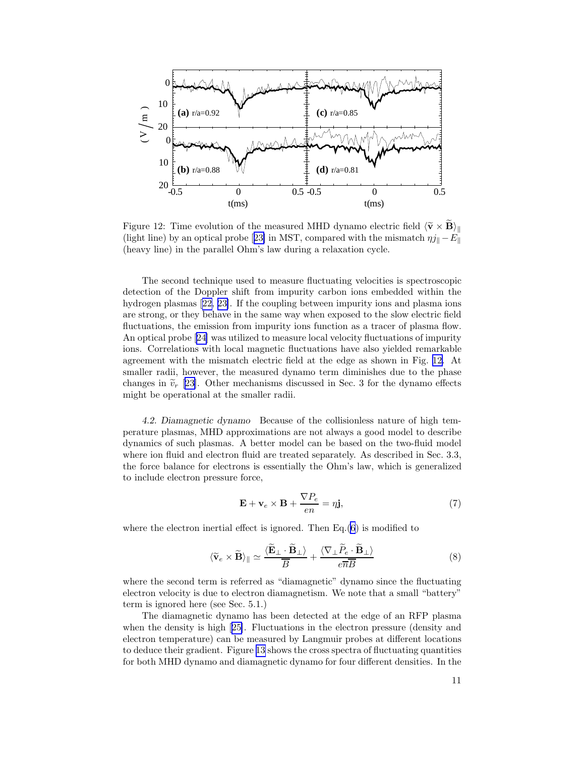Figure 12: Time evolution of the measured MHD dynamo electric field $\langle \tilde{\mathbf{v}} \times \tilde{\mathbf{B}} \rangle_\parallel$ (light line) by an optical probe [23] in MST, compared with the mismatch $\eta j_\parallel - E_\parallel$ (heavy line) in the parallel Ohm's law during a relaxation cycle.

The second technique used to measure fluctuating velocities is spectroscopic detection of the Doppler shift from impurity carbon ions embedded within the hydrogen plasmas [22, 23]. If the coupling between impurity ions and plasma ions are strong, or they behave in the same way when exposed to the slow electric field fluctuations, the emission from impurity ions function as a tracer of plasma flow. An optical probe [24] was utilized to measure local velocity fluctuations of impurity ions. Correlations with local magnetic fluctuations have also yielded remarkable agreement with the mismatch electric field at the edge as shown in Fig. 12. At smaller radii, however, the measured dynamo term diminishes due to the phase changes in $\tilde{v}_r$ [23]. Other mechanisms discussed in Sec. 3 for the dynamo effects might be operational at the smaller radii.

*4.2. Diamagnetic dynamo* Because of the collisionless nature of high temperature plasmas, MHD approximations are not always a good model to describe dynamics of such plasmas. A better model can be based on the two-fluid model where ion fluid and electron fluid are treated separately. As described in Sec. 3.3, the force balance for electrons is essentially the Ohm's law, which is generalized to include electron pressure force,

$$\mathbf{E} + \mathbf{v}_e \times \mathbf{B} + \frac{\nabla P_e}{en} = \eta \mathbf{j}, \tag{7}$$

where the electron inertial effect is ignored. Then Eq.(6) is modified to

$$\langle \tilde{\mathbf{v}}_e \times \tilde{\mathbf{B}} \rangle_\parallel \simeq \frac{\langle \tilde{\mathbf{E}}_\perp \cdot \tilde{\mathbf{B}}_\perp \rangle}{\overline{B}} + \frac{\langle \nabla_\perp \tilde{P}_e \cdot \tilde{\mathbf{B}}_\perp \rangle}{e\overline{n}\overline{B}} \tag{8}$$

where the second term is referred as "diamagnetic" dynamo since the fluctuating electron velocity is due to electron diamagnetism. We note that a small "battery" term is ignored here (see Sec. 5.1.)

The diamagnetic dynamo has been detected at the edge of an RFP plasma when the density is high [25]. Fluctuations in the electron pressure (density and electron temperature) can be measured by Langmuir probes at different locations to deduce their gradient. Figure 13 shows the cross spectra of fluctuating quantities for both MHD dynamo and diamagnetic dynamo for four different densities. In the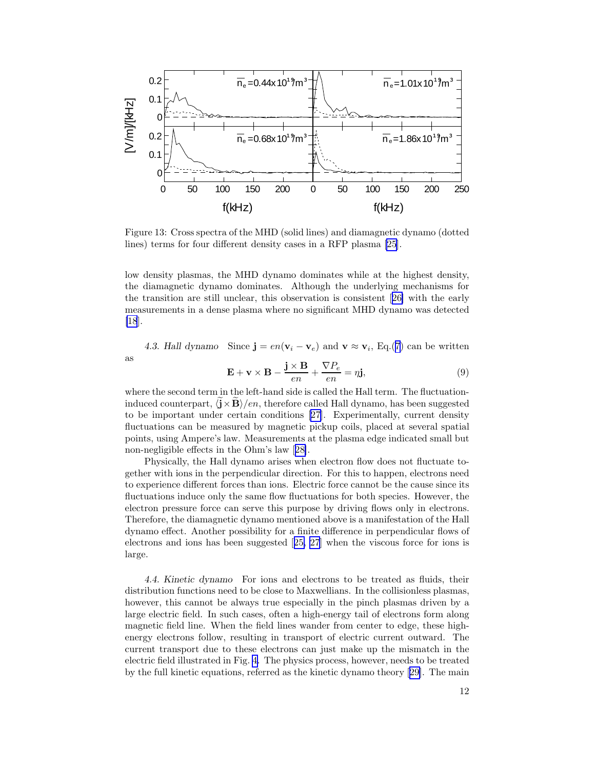Figure 13: Cross spectra of the MHD (solid lines) and diamagnetic dynamo (dotted lines) terms for four different density cases in a RFP plasma [25].

low density plasmas, the MHD dynamo dominates while at the highest density, the diamagnetic dynamo dominates. Although the underlying mechanisms for the transition are still unclear, this observation is consistent [26] with the early measurements in a dense plasma where no significant MHD dynamo was detected [18].

*4.3. Hall dynamo* Since $\mathbf{j} = en(\mathbf{v}_i - \mathbf{v}_e)$ and $\mathbf{v} \approx \mathbf{v}_i$, Eq.(7) can be written as

$$\mathbf{E} + \mathbf{v} \times \mathbf{B} - \frac{\mathbf{j} \times \mathbf{B}}{en} + \frac{\nabla P_e}{en} = \eta \mathbf{j}, \tag{9}$$

where the second term in the left-hand side is called the Hall term. The fluctuation-induced counterpart, $\langle \widetilde{\mathbf{j}} \times \widetilde{\mathbf{B}} \rangle / en$, therefore called Hall dynamo, has been suggested to be important under certain conditions [27]. Experimentally, current density fluctuations can be measured by magnetic pickup coils, placed at several spatial points, using Ampere's law. Measurements at the plasma edge indicated small but non-negligible effects in the Ohm's law [28].

Physically, the Hall dynamo arises when electron flow does not fluctuate together with ions in the perpendicular direction. For this to happen, electrons need to experience different forces than ions. Electric force cannot be the cause since its fluctuations induce only the same flow fluctuations for both species. However, the electron pressure force can serve this purpose by driving flows only in electrons. Therefore, the diamagnetic dynamo mentioned above is a manifestation of the Hall dynamo effect. Another possibility for a finite difference in perpendicular flows of electrons and ions has been suggested [25, 27] when the viscous force for ions is large.

*4.4. Kinetic dynamo* For ions and electrons to be treated as fluids, their distribution functions need to be close to Maxwellians. In the collisionless plasmas, however, this cannot be always true especially in the pinch plasmas driven by a large electric field. In such cases, often a high-energy tail of electrons form along magnetic field line. When the field lines wander from center to edge, these high-energy electrons follow, resulting in transport of electric current outward. The current transport due to these electrons can just make up the mismatch in the electric field illustrated in Fig. 4. The physics process, however, needs to be treated by the full kinetic equations, referred as the kinetic dynamo theory [29]. The main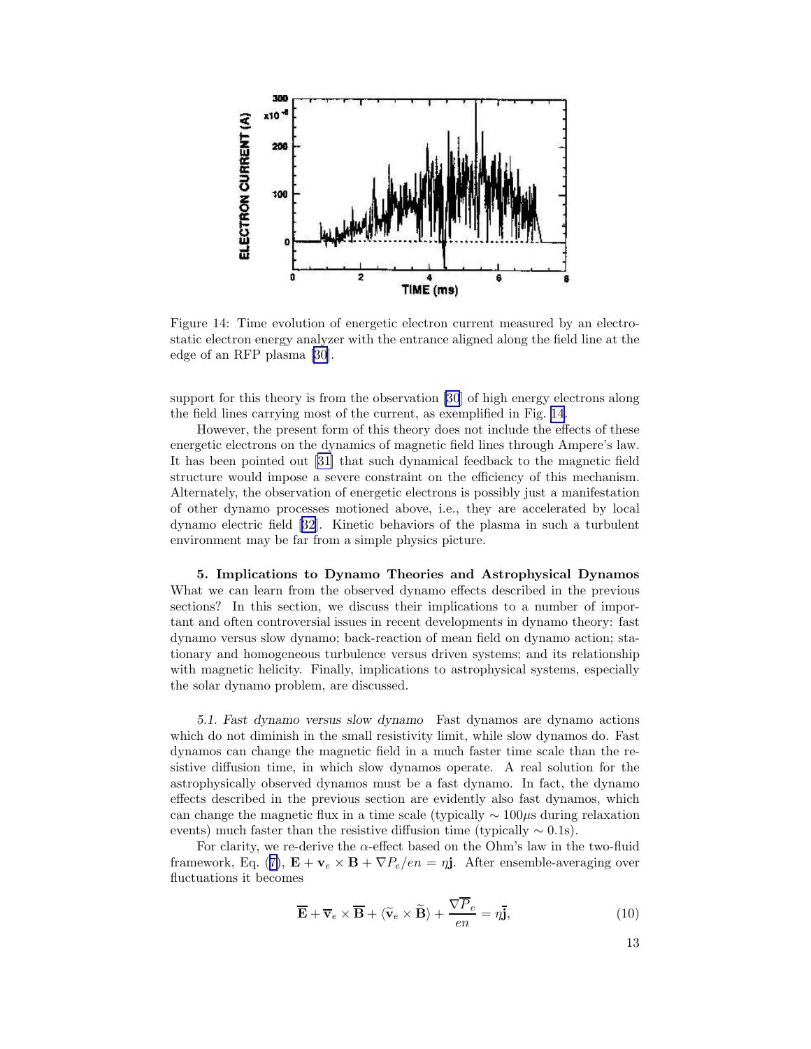Figure 14: Time evolution of energetic electron current measured by an electrostatic electron energy analyzer with the entrance aligned along the field line at the edge of an RFP plasma [30].

support for this theory is from the observation [30] of high energy electrons along the field lines carrying most of the current, as exemplified in Fig. 14.

However, the present form of this theory does not include the effects of these energetic electrons on the dynamics of magnetic field lines through Ampere's law. It has been pointed out [31] that such dynamical feedback to the magnetic field structure would impose a severe constraint on the efficiency of this mechanism. Alternately, the observation of energetic electrons is possibly just a manifestation of other dynamo processes motioned above, i.e., they are accelerated by local dynamo electric field [32]. Kinetic behaviors of the plasma in such a turbulent environment may be far from a simple physics picture.

**5. Implications to Dynamo Theories and Astrophysical Dynamos** What we can learn from the observed dynamo effects described in the previous sections? In this section, we discuss their implications to a number of important and often controversial issues in recent developments in dynamo theory: fast dynamo versus slow dynamo; back-reaction of mean field on dynamo action; stationary and homogeneous turbulence versus driven systems; and its relationship with magnetic helicity. Finally, implications to astrophysical systems, especially the solar dynamo problem, are discussed.

*5.1. Fast dynamo versus slow dynamo* Fast dynamos are dynamo actions which do not diminish in the small resistivity limit, while slow dynamos do. Fast dynamos can change the magnetic field in a much faster time scale than the resistive diffusion time, in which slow dynamos operate. A real solution for the astrophysically observed dynamos must be a fast dynamo. In fact, the dynamo effects described in the previous section are evidently also fast dynamos, which can change the magnetic flux in a time scale (typically $\sim 100\mu$s during relaxation events) much faster than the resistive diffusion time (typically $\sim 0.1$s).

For clarity, we re-derive the $\alpha$-effect based on the Ohm's law in the two-fluid framework, Eq. (7), $\mathbf{E} + \mathbf{v}_e \times \mathbf{B} + \nabla P_e/en = \eta \mathbf{j}$. After ensemble-averaging over fluctuations it becomes

$$\overline{\mathbf{E}} + \overline{\mathbf{v}}_e \times \overline{\mathbf{B}} + \langle \widetilde{\mathbf{v}}_e \times \widetilde{\mathbf{B}} \rangle + \frac{\nabla \overline{P}_e}{en} = \eta \overline{\mathbf{j}}, \tag{10}$$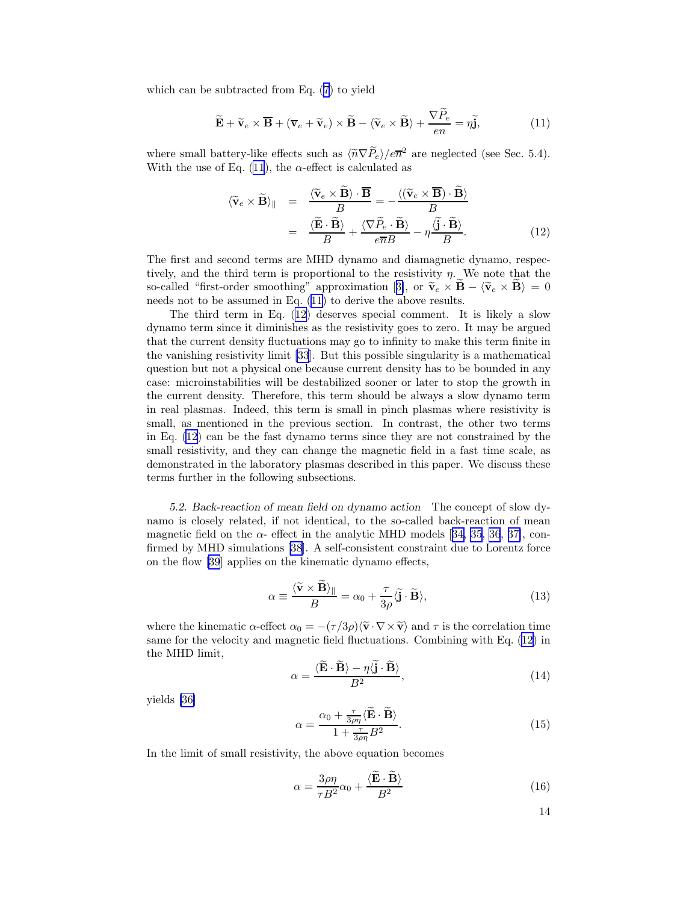which can be subtracted from Eq. (7) to yield

$$\widetilde{\mathbf{E}} + \widetilde{\mathbf{v}}_e \times \overline{\mathbf{B}} + (\overline{\mathbf{v}}_e + \widetilde{\mathbf{v}}_e) \times \widetilde{\mathbf{B}} - \langle \widetilde{\mathbf{v}}_e \times \widetilde{\mathbf{B}} \rangle + \frac{\nabla \widetilde{P}_e}{en} = \eta \widetilde{\mathbf{j}}, \tag{11}$$

where small battery-like effects such as $\langle \widetilde{n} \nabla \widetilde{P}_e \rangle / e\overline{n}^2$ are neglected (see Sec. 5.4). With the use of Eq. (11), the $\alpha$-effect is calculated as

$$\begin{aligned}
\langle \widetilde{\mathbf{v}}_e \times \widetilde{\mathbf{B}} \rangle_\parallel &= \frac{\langle \widetilde{\mathbf{v}}_e \times \widetilde{\mathbf{B}} \rangle \cdot \overline{\mathbf{B}}}{B} = -\frac{\langle (\widetilde{\mathbf{v}}_e \times \overline{\mathbf{B}}) \cdot \widetilde{\mathbf{B}} \rangle}{B} \\
&= \frac{\langle \widetilde{\mathbf{E}} \cdot \widetilde{\mathbf{B}} \rangle}{B} + \frac{\langle \nabla \widetilde{P}_e \cdot \widetilde{\mathbf{B}} \rangle}{e\overline{n}B} - \eta \frac{\langle \widetilde{\mathbf{j}} \cdot \widetilde{\mathbf{B}} \rangle}{B}.
\end{aligned} \tag{12}$$

The first and second terms are MHD dynamo and diamagnetic dynamo, respectively, and the third term is proportional to the resistivity $\eta$. We note that the so-called "first-order smoothing" approximation [3], or $\widetilde{\mathbf{v}}_e \times \widetilde{\mathbf{B}} - \langle \widetilde{\mathbf{v}}_e \times \widetilde{\mathbf{B}} \rangle = 0$ needs not to be assumed in Eq. (11) to derive the above results.

The third term in Eq. (12) deserves special comment. It is likely a slow dynamo term since it diminishes as the resistivity goes to zero. It may be argued that the current density fluctuations may go to infinity to make this term finite in the vanishing resistivity limit [33]. But this possible singularity is a mathematical question but not a physical one because current density has to be bounded in any case: microinstabilities will be destabilized sooner or later to stop the growth in the current density. Therefore, this term should be always a slow dynamo term in real plasmas. Indeed, this term is small in pinch plasmas where resistivity is small, as mentioned in the previous section. In contrast, the other two terms in Eq. (12) can be the fast dynamo terms since they are not constrained by the small resistivity, and they can change the magnetic field in a fast time scale, as demonstrated in the laboratory plasmas described in this paper. We discuss these terms further in the following subsections.

*5.2. Back-reaction of mean field on dynamo action* The concept of slow dynamo is closely related, if not identical, to the so-called back-reaction of mean magnetic field on the $\alpha$- effect in the analytic MHD models [34, 35, 36, 37], confirmed by MHD simulations [38]. A self-consistent constraint due to Lorentz force on the flow [39] applies on the kinematic dynamo effects,

$$\alpha \equiv \frac{\langle \widetilde{\mathbf{v}} \times \widetilde{\mathbf{B}} \rangle_\parallel}{B} = \alpha_0 + \frac{\tau}{3\rho} \langle \widetilde{\mathbf{j}} \cdot \widetilde{\mathbf{B}} \rangle, \tag{13}$$

where the kinematic $\alpha$-effect $\alpha_0 = -(\tau/3\rho)\langle \widetilde{\mathbf{v}} \cdot \nabla \times \widetilde{\mathbf{v}} \rangle$ and $\tau$ is the correlation time same for the velocity and magnetic field fluctuations. Combining with Eq. (12) in the MHD limit,

$$\alpha = \frac{\langle \widetilde{\mathbf{E}} \cdot \widetilde{\mathbf{B}} \rangle - \eta \langle \widetilde{\mathbf{j}} \cdot \widetilde{\mathbf{B}} \rangle}{B^2}, \tag{14}$$

yields [36]

$$\alpha = \frac{\alpha_0 + \frac{\tau}{3\rho\eta} \langle \widetilde{\mathbf{E}} \cdot \widetilde{\mathbf{B}} \rangle}{1 + \frac{\tau}{3\rho\eta} B^2}. \tag{15}$$

In the limit of small resistivity, the above equation becomes

$$\alpha = \frac{3\rho\eta}{\tau B^2} \alpha_0 + \frac{\langle \widetilde{\mathbf{E}} \cdot \widetilde{\mathbf{B}} \rangle}{B^2} \tag{16}$$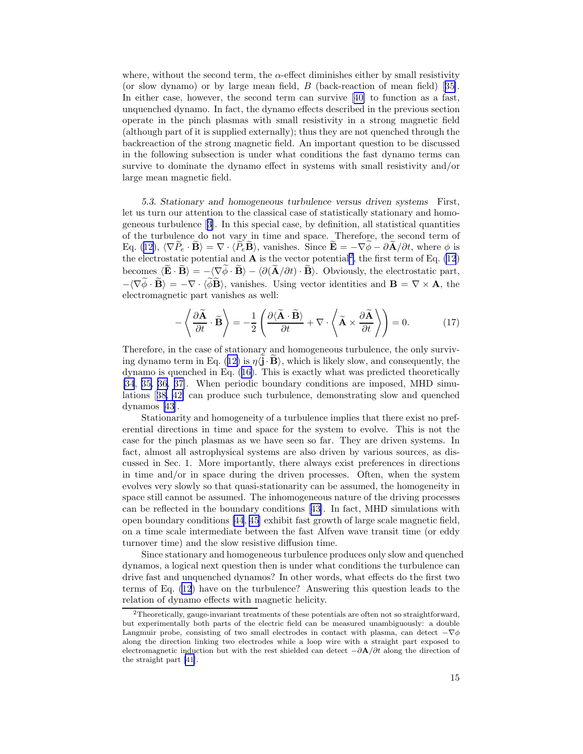where, without the second term, the $\alpha$-effect diminishes either by small resistivity (or slow dynamo) or by large mean field, $B$ (back-reaction of mean field) [35]. In either case, however, the second term can survive [40] to function as a fast, unquenched dynamo. In fact, the dynamo effects described in the previous section operate in the pinch plasmas with small resistivity in a strong magnetic field (although part of it is supplied externally); thus they are not quenched through the backreaction of the strong magnetic field. An important question to be discussed in the following subsection is under what conditions the fast dynamo terms can survive to dominate the dynamo effect in systems with small resistivity and/or large mean magnetic field.

*5.3. Stationary and homogeneous turbulence versus driven systems* First, let us turn our attention to the classical case of statistically stationary and homogeneous turbulence [3]. In this special case, by definition, all statistical quantities of the turbulence do not vary in time and space. Therefore, the second term of Eq. (12), $\langle \nabla \widetilde{P}_e \cdot \widetilde{\mathbf{B}} \rangle = \nabla \cdot \langle \widetilde{P}_e \widetilde{\mathbf{B}} \rangle$, vanishes. Since $\widetilde{\mathbf{E}} = -\nabla\widetilde{\phi} - \partial\widetilde{\mathbf{A}}/\partial t$, where $\phi$ is the electrostatic potential and $\mathbf{A}$ is the vector potential[2], the first term of Eq. (12) becomes $\langle \widetilde{\mathbf{E}} \cdot \widetilde{\mathbf{B}} \rangle = -\langle \nabla\widetilde{\phi} \cdot \widetilde{\mathbf{B}} \rangle - \langle \partial(\widetilde{\mathbf{A}}/\partial t) \cdot \widetilde{\mathbf{B}} \rangle$. Obviously, the electrostatic part, $-\langle \nabla\widetilde{\phi} \cdot \widetilde{\mathbf{B}} \rangle = -\nabla \cdot \langle \widetilde{\phi}\widetilde{\mathbf{B}} \rangle$, vanishes. Using vector identities and $\mathbf{B} = \nabla \times \mathbf{A}$, the electromagnetic part vanishes as well:

$$-\left\langle \frac{\partial \widetilde{\mathbf{A}}}{\partial t} \cdot \widetilde{\mathbf{B}} \right\rangle = -\frac{1}{2}\left( \frac{\partial \langle \widetilde{\mathbf{A}} \cdot \widetilde{\mathbf{B}} \rangle}{\partial t} + \nabla \cdot \left\langle \widetilde{\mathbf{A}} \times \frac{\partial \widetilde{\mathbf{A}}}{\partial t} \right\rangle \right) = 0. \tag{17}$$

Therefore, in the case of stationary and homogeneous turbulence, the only surviving dynamo term in Eq. (12) is $\eta \langle \widetilde{\mathbf{j}} \cdot \widetilde{\mathbf{B}} \rangle$, which is likely slow, and consequently, the dynamo is quenched in Eq. (16). This is exactly what was predicted theoretically [34, 35, 36, 37]. When periodic boundary conditions are imposed, MHD simulations [38, 42] can produce such turbulence, demonstrating slow and quenched dynamos [43].

Stationarity and homogeneity of a turbulence implies that there exist no preferential directions in time and space for the system to evolve. This is not the case for the pinch plasmas as we have seen so far. They are driven systems. In fact, almost all astrophysical systems are also driven by various sources, as discussed in Sec. 1. More importantly, there always exist preferences in directions in time and/or in space during the driven processes. Often, when the system evolves very slowly so that quasi-stationarity can be assumed, the homogeneity in space still cannot be assumed. The inhomogeneous nature of the driving processes can be reflected in the boundary conditions [43]. In fact, MHD simulations with open boundary conditions [44, 45] exhibit fast growth of large scale magnetic field, on a time scale intermediate between the fast Alfven wave transit time (or eddy turnover time) and the slow resistive diffusion time.

Since stationary and homogeneous turbulence produces only slow and quenched dynamos, a logical next question then is under what conditions the turbulence can drive fast and unquenched dynamos? In other words, what effects do the first two terms of Eq. (12) have on the turbulence? Answering this question leads to the relation of dynamo effects with magnetic helicity.

[2] Theoretically, gauge-invariant treatments of these potentials are often not so straightforward, but experimentally both parts of the electric field can be measured unambiguously: a double Langmuir probe, consisting of two small electrodes in contact with plasma, can detect $-\nabla\phi$ along the direction linking two electrodes while a loop wire with a straight part exposed to electromagnetic induction but with the rest shielded can detect $-\partial\mathbf{A}/\partial t$ along the direction of the straight part [41].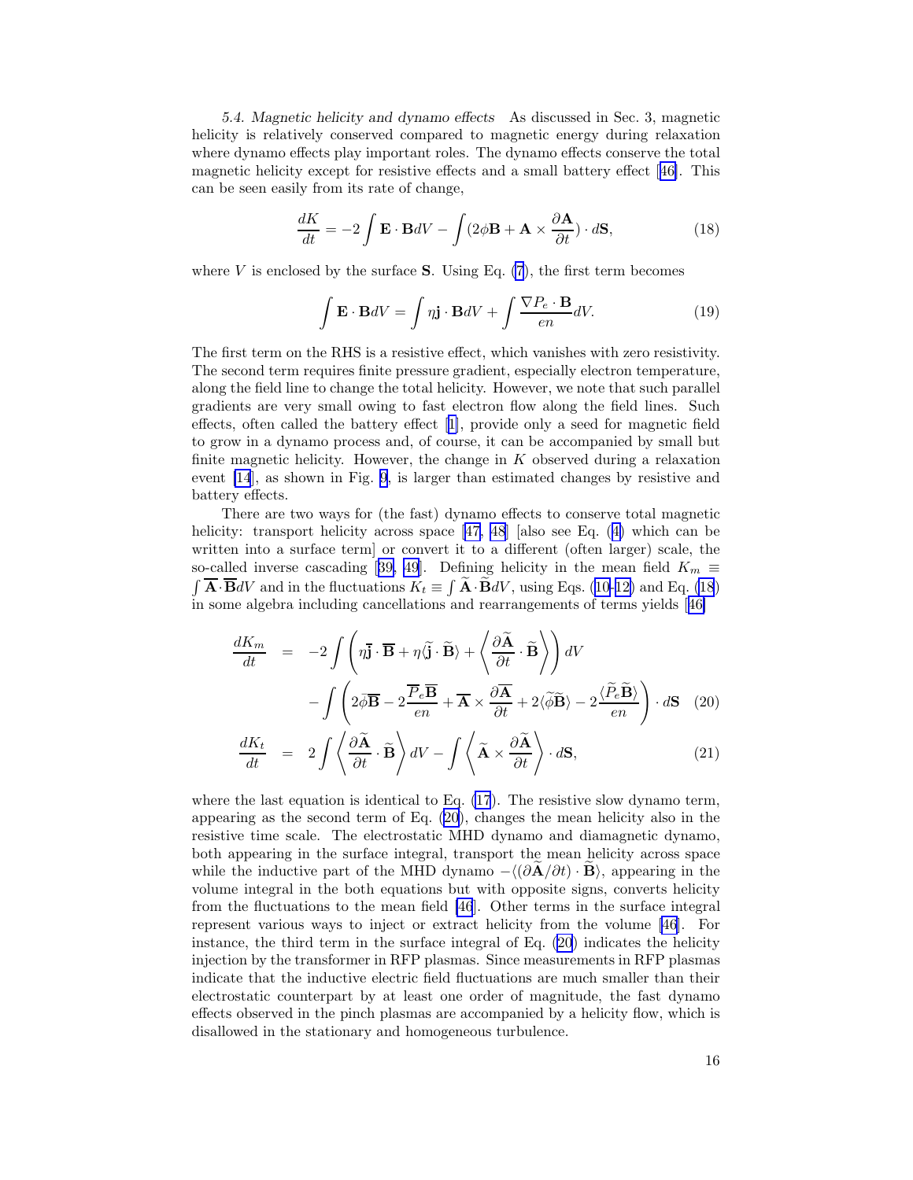*5.4. Magnetic helicity and dynamo effects* As discussed in Sec. 3, magnetic helicity is relatively conserved compared to magnetic energy during relaxation where dynamo effects play important roles. The dynamo effects conserve the total magnetic helicity except for resistive effects and a small battery effect [46]. This can be seen easily from its rate of change,

$$\frac{dK}{dt} = -2\int \mathbf{E}\cdot\mathbf{B}dV - \int (2\phi\mathbf{B} + \mathbf{A}\times\frac{\partial \mathbf{A}}{\partial t})\cdot d\mathbf{S}, \tag{18}$$

where $V$ is enclosed by the surface $\mathbf{S}$. Using Eq. (7), the first term becomes

$$\int \mathbf{E}\cdot\mathbf{B}dV = \int \eta\mathbf{j}\cdot\mathbf{B}dV + \int \frac{\nabla P_e\cdot\mathbf{B}}{en}dV. \tag{19}$$

The first term on the RHS is a resistive effect, which vanishes with zero resistivity. The second term requires finite pressure gradient, especially electron temperature, along the field line to change the total helicity. However, we note that such parallel gradients are very small owing to fast electron flow along the field lines. Such effects, often called the battery effect [1], provide only a seed for magnetic field to grow in a dynamo process and, of course, it can be accompanied by small but finite magnetic helicity. However, the change in $K$ observed during a relaxation event [14], as shown in Fig. 9, is larger than estimated changes by resistive and battery effects.

There are two ways for (the fast) dynamo effects to conserve total magnetic helicity: transport helicity across space [47, 48] [also see Eq. (4) which can be written into a surface term] or convert it to a different (often larger) scale, the so-called inverse cascading [39, 49]. Defining helicity in the mean field $K_m \equiv \int \overline{\mathbf{A}}\cdot\overline{\mathbf{B}}dV$ and in the fluctuations $K_t \equiv \int \widetilde{\mathbf{A}}\cdot\widetilde{\mathbf{B}}dV$, using Eqs. (10-12) and Eq. (18) in some algebra including cancellations and rearrangements of terms yields [46]

$$\begin{aligned}
\frac{dK_m}{dt} &= -2\int \left(\eta\overline{\mathbf{j}}\cdot\overline{\mathbf{B}} + \eta\langle\widetilde{\mathbf{j}}\cdot\widetilde{\mathbf{B}}\rangle + \left\langle\frac{\partial\widetilde{\mathbf{A}}}{\partial t}\cdot\widetilde{\mathbf{B}}\right\rangle\right)dV \\
&\quad - \int \left(2\overline{\phi}\overline{\mathbf{B}} - 2\frac{\overline{P}_e\overline{\mathbf{B}}}{en} + \overline{\mathbf{A}}\times\frac{\partial\overline{\mathbf{A}}}{\partial t} + 2\langle\widetilde{\phi}\widetilde{\mathbf{B}}\rangle - 2\frac{\langle\widetilde{P}_e\widetilde{\mathbf{B}}\rangle}{en}\right)\cdot d\mathbf{S} \qquad (20) \\
\frac{dK_t}{dt} &= 2\int \left\langle\frac{\partial\widetilde{\mathbf{A}}}{\partial t}\cdot\widetilde{\mathbf{B}}\right\rangle dV - \int \left\langle\widetilde{\mathbf{A}}\times\frac{\partial\widetilde{\mathbf{A}}}{\partial t}\right\rangle\cdot d\mathbf{S}, \qquad (21)
\end{aligned}$$

where the last equation is identical to Eq. (17). The resistive slow dynamo term, appearing as the second term of Eq. (20), changes the mean helicity also in the resistive time scale. The electrostatic MHD dynamo and diamagnetic dynamo, both appearing in the surface integral, transport the mean helicity across space while the inductive part of the MHD dynamo $-\langle(\partial\widetilde{\mathbf{A}}/\partial t)\cdot\widetilde{\mathbf{B}}\rangle$, appearing in the volume integral in the both equations but with opposite signs, converts helicity from the fluctuations to the mean field [46]. Other terms in the surface integral represent various ways to inject or extract helicity from the volume [46]. For instance, the third term in the surface integral of Eq. (20) indicates the helicity injection by the transformer in RFP plasmas. Since measurements in RFP plasmas indicate that the inductive electric field fluctuations are much smaller than their electrostatic counterpart by at least one order of magnitude, the fast dynamo effects observed in the pinch plasmas are accompanied by a helicity flow, which is disallowed in the stationary and homogeneous turbulence.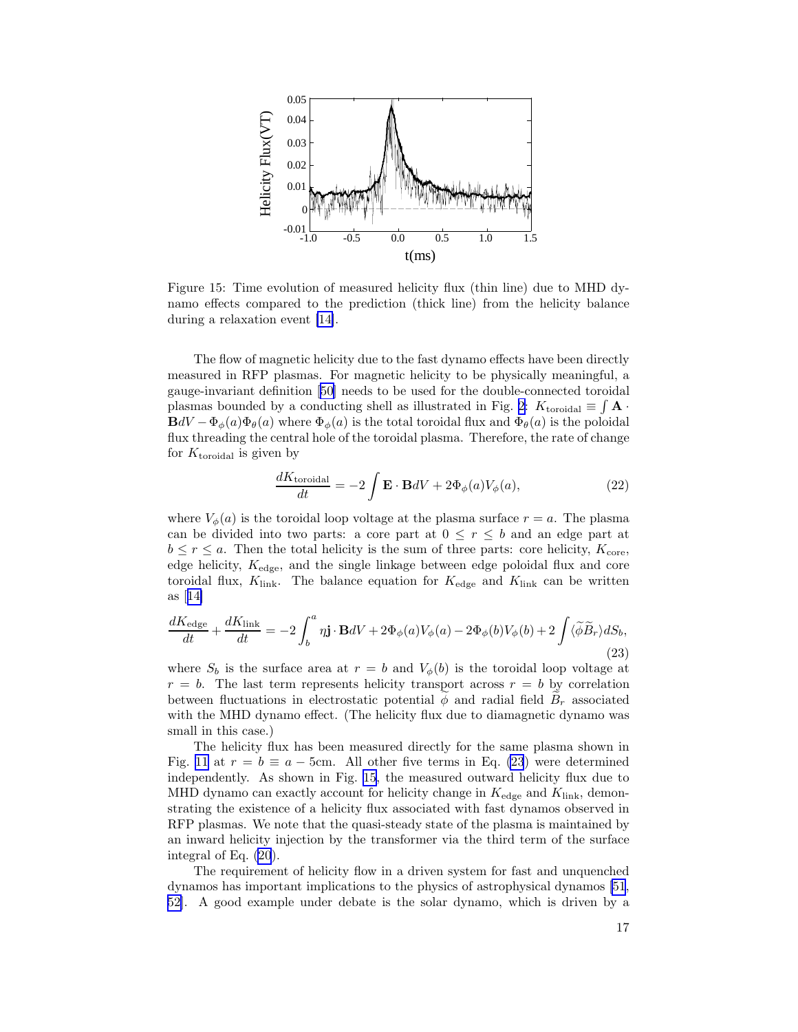Figure 15: Time evolution of measured helicity flux (thin line) due to MHD dynamo effects compared to the prediction (thick line) from the helicity balance during a relaxation event [14].

The flow of magnetic helicity due to the fast dynamo effects have been directly measured in RFP plasmas. For magnetic helicity to be physically meaningful, a gauge-invariant definition [50] needs to be used for the double-connected toroidal plasmas bounded by a conducting shell as illustrated in Fig. 2: $K_{\rm toroidal} \equiv \int \mathbf{A} \cdot \mathbf{B} dV - \Phi_\phi(a)\Phi_\theta(a)$ where $\Phi_\phi(a)$ is the total toroidal flux and $\Phi_\theta(a)$ is the poloidal flux threading the central hole of the toroidal plasma. Therefore, the rate of change for $K_{\rm toroidal}$ is given by

$$\frac{dK_{\rm toroidal}}{dt} = -2\int \mathbf{E}\cdot\mathbf{B} dV + 2\Phi_\phi(a)V_\phi(a), \tag{22}$$

where $V_\phi(a)$ is the toroidal loop voltage at the plasma surface $r = a$. The plasma can be divided into two parts: a core part at $0 \le r \le b$ and an edge part at $b \le r \le a$. Then the total helicity is the sum of three parts: core helicity, $K_{\rm core}$, edge helicity, $K_{\rm edge}$, and the single linkage between edge poloidal flux and core toroidal flux, $K_{\rm link}$. The balance equation for $K_{\rm edge}$ and $K_{\rm link}$ can be written as [14]

$$\frac{dK_{\rm edge}}{dt} + \frac{dK_{\rm link}}{dt} = -2\int_b^a \eta\mathbf{j}\cdot\mathbf{B} dV + 2\Phi_\phi(a)V_\phi(a) - 2\Phi_\phi(b)V_\phi(b) + 2\int \langle\widetilde{\phi}\widetilde{B}_r\rangle dS_b, \tag{23}$$

where $S_b$ is the surface area at $r = b$ and $V_\phi(b)$ is the toroidal loop voltage at $r = b$. The last term represents helicity transport across $r = b$ by correlation between fluctuations in electrostatic potential $\widetilde{\phi}$ and radial field $\widetilde{B}_r$ associated with the MHD dynamo effect. (The helicity flux due to diamagnetic dynamo was small in this case.)

The helicity flux has been measured directly for the same plasma shown in Fig. 11 at $r = b \equiv a - 5$cm. All other five terms in Eq. (23) were determined independently. As shown in Fig. 15, the measured outward helicity flux due to MHD dynamo can exactly account for helicity change in $K_{\rm edge}$ and $K_{\rm link}$, demonstrating the existence of a helicity flux associated with fast dynamos observed in RFP plasmas. We note that the quasi-steady state of the plasma is maintained by an inward helicity injection by the transformer via the third term of the surface integral of Eq. (20).

The requirement of helicity flow in a driven system for fast and unquenched dynamos has important implications to the physics of astrophysical dynamos [51, 52]. A good example under debate is the solar dynamo, which is driven by a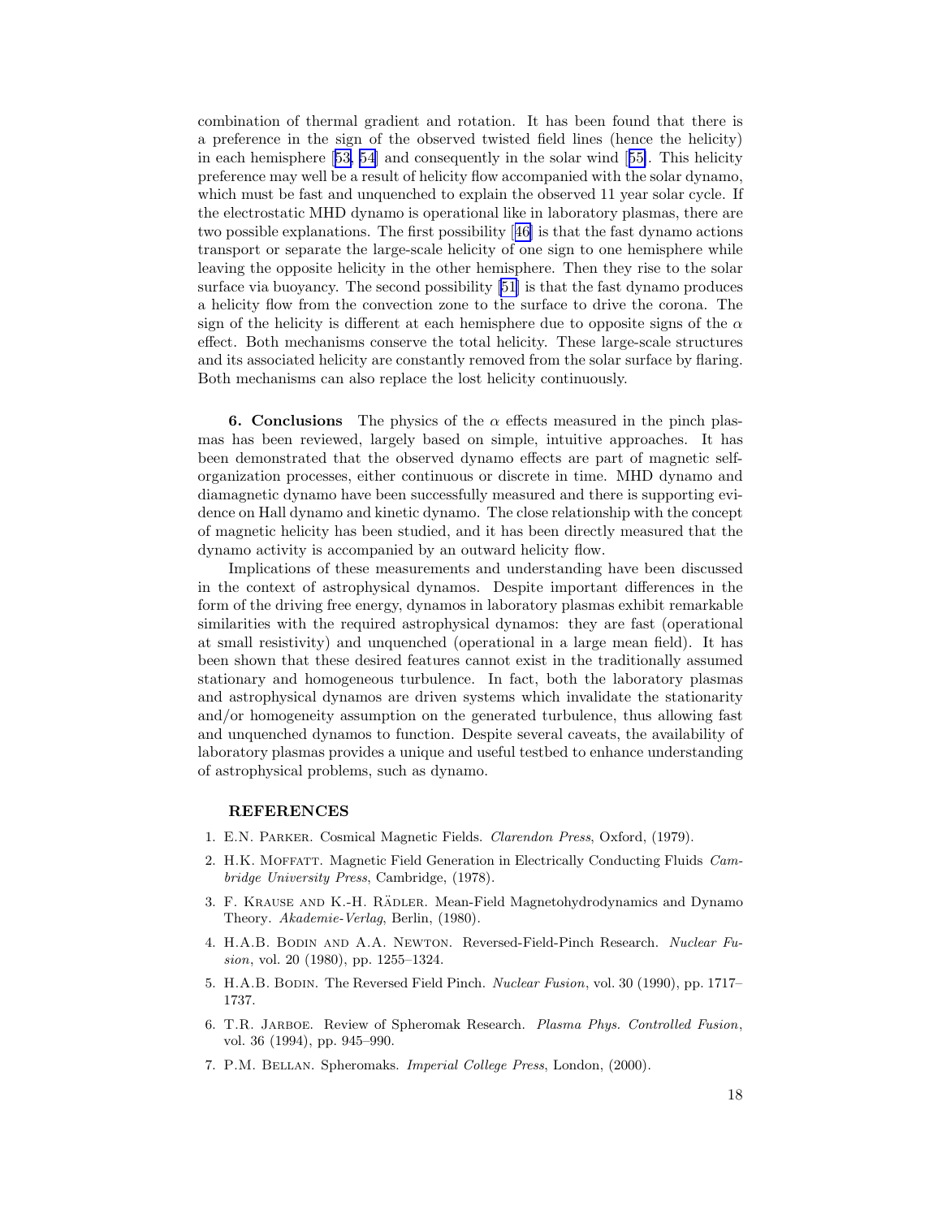combination of thermal gradient and rotation. It has been found that there is a preference in the sign of the observed twisted field lines (hence the helicity) in each hemisphere [53, 54] and consequently in the solar wind [55]. This helicity preference may well be a result of helicity flow accompanied with the solar dynamo, which must be fast and unquenched to explain the observed 11 year solar cycle. If the electrostatic MHD dynamo is operational like in laboratory plasmas, there are two possible explanations. The first possibility [46] is that the fast dynamo actions transport or separate the large-scale helicity of one sign to one hemisphere while leaving the opposite helicity in the other hemisphere. Then they rise to the solar surface via buoyancy. The second possibility [51] is that the fast dynamo produces a helicity flow from the convection zone to the surface to drive the corona. The sign of the helicity is different at each hemisphere due to opposite signs of the $\alpha$ effect. Both mechanisms conserve the total helicity. These large-scale structures and its associated helicity are constantly removed from the solar surface by flaring. Both mechanisms can also replace the lost helicity continuously.

**6. Conclusions** The physics of the $\alpha$ effects measured in the pinch plasmas has been reviewed, largely based on simple, intuitive approaches. It has been demonstrated that the observed dynamo effects are part of magnetic self-organization processes, either continuous or discrete in time. MHD dynamo and diamagnetic dynamo have been successfully measured and there is supporting evidence on Hall dynamo and kinetic dynamo. The close relationship with the concept of magnetic helicity has been studied, and it has been directly measured that the dynamo activity is accompanied by an outward helicity flow.

Implications of these measurements and understanding have been discussed in the context of astrophysical dynamos. Despite important differences in the form of the driving free energy, dynamos in laboratory plasmas exhibit remarkable similarities with the required astrophysical dynamos: they are fast (operational at small resistivity) and unquenched (operational in a large mean field). It has been shown that these desired features cannot exist in the traditionally assumed stationary and homogeneous turbulence. In fact, both the laboratory plasmas and astrophysical dynamos are driven systems which invalidate the stationarity and/or homogeneity assumption on the generated turbulence, thus allowing fast and unquenched dynamos to function. Despite several caveats, the availability of laboratory plasmas provides a unique and useful testbed to enhance understanding of astrophysical problems, such as dynamo.

## REFERENCES

1. E.N. Parker. Cosmical Magnetic Fields. *Clarendon Press*, Oxford, (1979).
2. H.K. Moffatt. Magnetic Field Generation in Electrically Conducting Fluids *Cambridge University Press*, Cambridge, (1978).
3. F. Krause and K.-H. Rädler. Mean-Field Magnetohydrodynamics and Dynamo Theory. *Akademie-Verlag*, Berlin, (1980).
4. H.A.B. Bodin and A.A. Newton. Reversed-Field-Pinch Research. *Nuclear Fusion*, vol. 20 (1980), pp. 1255–1324.
5. H.A.B. Bodin. The Reversed Field Pinch. *Nuclear Fusion*, vol. 30 (1990), pp. 1717–1737.
6. T.R. Jarboe. Review of Spheromak Research. *Plasma Phys. Controlled Fusion*, vol. 36 (1994), pp. 945–990.
7. P.M. Bellan. Spheromaks. *Imperial College Press*, London, (2000).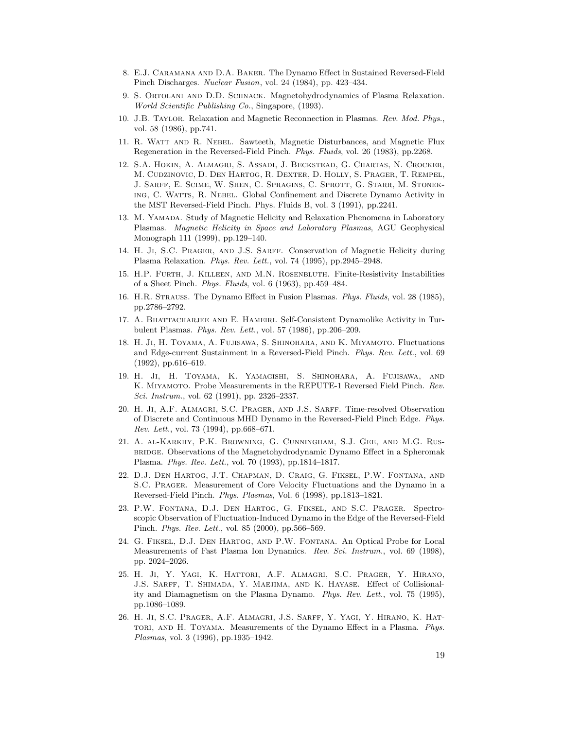8. E.J. Caramana and D.A. Baker. The Dynamo Effect in Sustained Reversed-Field Pinch Discharges. *Nuclear Fusion*, vol. 24 (1984), pp. 423–434.

9. S. Ortolani and D.D. Schnack. Magnetohydrodynamics of Plasma Relaxation. *World Scientific Publishing Co.*, Singapore, (1993).

10. J.B. Taylor. Relaxation and Magnetic Reconnection in Plasmas. *Rev. Mod. Phys.*, vol. 58 (1986), pp.741.

11. R. Watt and R. Nebel. Sawteeth, Magnetic Disturbances, and Magnetic Flux Regeneration in the Reversed-Field Pinch. *Phys. Fluids*, vol. 26 (1983), pp.2268.

12. S.A. Hokin, A. Almagri, S. Assadi, J. Beckstead, G. Chartas, N. Crocker, M. Cudzinovic, D. Den Hartog, R. Dexter, D. Holly, S. Prager, T. Rempel, J. Sarff, E. Scime, W. Shen, C. Spragins, C. Sprott, G. Starr, M. Stoneking, C. Watts, R. Nebel. Global Confinement and Discrete Dynamo Activity in the MST Reversed-Field Pinch. Phys. Fluids B, vol. 3 (1991), pp.2241.

13. M. Yamada. Study of Magnetic Helicity and Relaxation Phenomena in Laboratory Plasmas. *Magnetic Helicity in Space and Laboratory Plasmas*, AGU Geophysical Monograph 111 (1999), pp.129–140.

14. H. Ji, S.C. Prager, and J.S. Sarff. Conservation of Magnetic Helicity during Plasma Relaxation. *Phys. Rev. Lett.*, vol. 74 (1995), pp.2945–2948.

15. H.P. Furth, J. Killeen, and M.N. Rosenbluth. Finite-Resistivity Instabilities of a Sheet Pinch. *Phys. Fluids*, vol. 6 (1963), pp.459–484.

16. H.R. Strauss. The Dynamo Effect in Fusion Plasmas. *Phys. Fluids*, vol. 28 (1985), pp.2786–2792.

17. A. Bhattacharjee and E. Hameiri. Self-Consistent Dynamolike Activity in Turbulent Plasmas. *Phys. Rev. Lett.*, vol. 57 (1986), pp.206–209.

18. H. Ji, H. Toyama, A. Fujisawa, S. Shinohara, and K. Miyamoto. Fluctuations and Edge-current Sustainment in a Reversed-Field Pinch. *Phys. Rev. Lett.*, vol. 69 (1992), pp.616–619.

19. H. Ji, H. Toyama, K. Yamagishi, S. Shinohara, A. Fujisawa, and K. Miyamoto. Probe Measurements in the REPUTE-1 Reversed Field Pinch. *Rev. Sci. Instrum.*, vol. 62 (1991), pp. 2326–2337.

20. H. Ji, A.F. Almagri, S.C. Prager, and J.S. Sarff. Time-resolved Observation of Discrete and Continuous MHD Dynamo in the Reversed-Field Pinch Edge. *Phys. Rev. Lett.*, vol. 73 (1994), pp.668–671.

21. A. al-Karkhy, P.K. Browning, G. Cunningham, S.J. Gee, and M.G. Rusbridge. Observations of the Magnetohydrodynamic Dynamo Effect in a Spheromak Plasma. *Phys. Rev. Lett.*, vol. 70 (1993), pp.1814–1817.

22. D.J. Den Hartog, J.T. Chapman, D. Craig, G. Fiksel, P.W. Fontana, and S.C. Prager. Measurement of Core Velocity Fluctuations and the Dynamo in a Reversed-Field Pinch. *Phys. Plasmas*, Vol. 6 (1998), pp.1813–1821.

23. P.W. Fontana, D.J. Den Hartog, G. Fiksel, and S.C. Prager. Spectroscopic Observation of Fluctuation-Induced Dynamo in the Edge of the Reversed-Field Pinch. *Phys. Rev. Lett.*, vol. 85 (2000), pp.566–569.

24. G. Fiksel, D.J. Den Hartog, and P.W. Fontana. An Optical Probe for Local Measurements of Fast Plasma Ion Dynamics. *Rev. Sci. Instrum.*, vol. 69 (1998), pp. 2024–2026.

25. H. Ji, Y. Yagi, K. Hattori, A.F. Almagri, S.C. Prager, Y. Hirano, J.S. Sarff, T. Shimada, Y. Maejima, and K. Hayase. Effect of Collisionality and Diamagnetism on the Plasma Dynamo. *Phys. Rev. Lett.*, vol. 75 (1995), pp.1086–1089.

26. H. Ji, S.C. Prager, A.F. Almagri, J.S. Sarff, Y. Yagi, Y. Hirano, K. Hattori, and H. Toyama. Measurements of the Dynamo Effect in a Plasma. *Phys. Plasmas*, vol. 3 (1996), pp.1935–1942.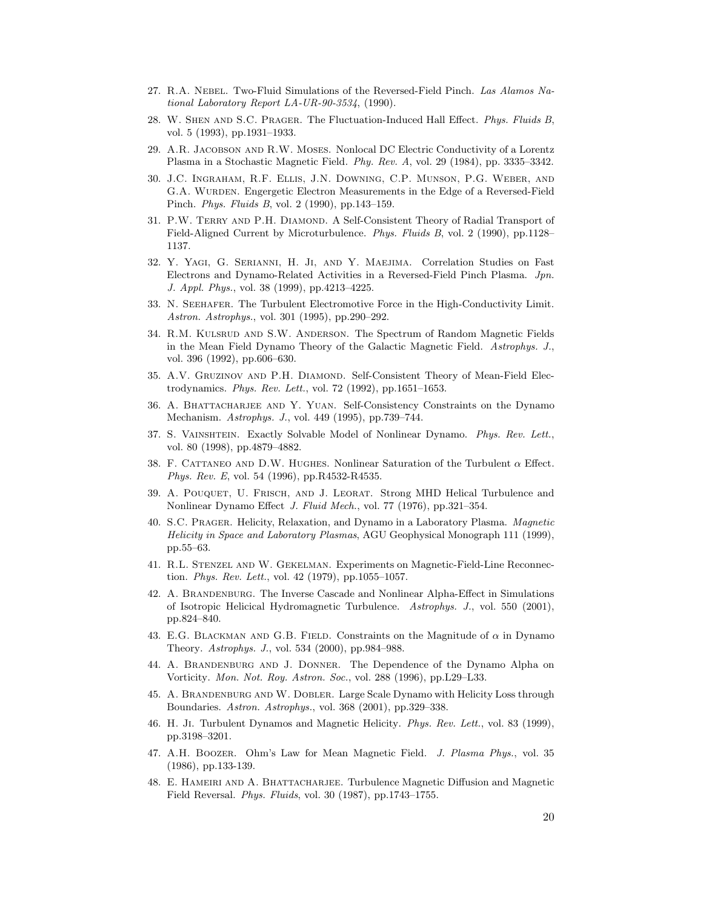27. R.A. Nebel. Two-Fluid Simulations of the Reversed-Field Pinch. *Las Alamos National Laboratory Report LA-UR-90-3534*, (1990).
28. W. Shen and S.C. Prager. The Fluctuation-Induced Hall Effect. *Phys. Fluids B*, vol. 5 (1993), pp.1931–1933.
29. A.R. Jacobson and R.W. Moses. Nonlocal DC Electric Conductivity of a Lorentz Plasma in a Stochastic Magnetic Field. *Phy. Rev. A*, vol. 29 (1984), pp. 3335–3342.
30. J.C. Ingraham, R.F. Ellis, J.N. Downing, C.P. Munson, P.G. Weber, and G.A. Wurden. Engergetic Electron Measurements in the Edge of a Reversed-Field Pinch. *Phys. Fluids B*, vol. 2 (1990), pp.143–159.
31. P.W. Terry and P.H. Diamond. A Self-Consistent Theory of Radial Transport of Field-Aligned Current by Microturbulence. *Phys. Fluids B*, vol. 2 (1990), pp.1128–1137.
32. Y. Yagi, G. Serianni, H. Ji, and Y. Maejima. Correlation Studies on Fast Electrons and Dynamo-Related Activities in a Reversed-Field Pinch Plasma. *Jpn. J. Appl. Phys.*, vol. 38 (1999), pp.4213–4225.
33. N. Seehafer. The Turbulent Electromotive Force in the High-Conductivity Limit. *Astron. Astrophys.*, vol. 301 (1995), pp.290–292.
34. R.M. Kulsrud and S.W. Anderson. The Spectrum of Random Magnetic Fields in the Mean Field Dynamo Theory of the Galactic Magnetic Field. *Astrophys. J.*, vol. 396 (1992), pp.606–630.
35. A.V. Gruzinov and P.H. Diamond. Self-Consistent Theory of Mean-Field Electrodynamics. *Phys. Rev. Lett.*, vol. 72 (1992), pp.1651–1653.
36. A. Bhattacharjee and Y. Yuan. Self-Consistency Constraints on the Dynamo Mechanism. *Astrophys. J.*, vol. 449 (1995), pp.739–744.
37. S. Vainshtein. Exactly Solvable Model of Nonlinear Dynamo. *Phys. Rev. Lett.*, vol. 80 (1998), pp.4879–4882.
38. F. Cattaneo and D.W. Hughes. Nonlinear Saturation of the Turbulent $\alpha$ Effect. *Phys. Rev. E*, vol. 54 (1996), pp.R4532-R4535.
39. A. Pouquet, U. Frisch, and J. Leorat. Strong MHD Helical Turbulence and Nonlinear Dynamo Effect *J. Fluid Mech.*, vol. 77 (1976), pp.321–354.
40. S.C. Prager. Helicity, Relaxation, and Dynamo in a Laboratory Plasma. *Magnetic Helicity in Space and Laboratory Plasmas*, AGU Geophysical Monograph 111 (1999), pp.55–63.
41. R.L. Stenzel and W. Gekelman. Experiments on Magnetic-Field-Line Reconnection. *Phys. Rev. Lett.*, vol. 42 (1979), pp.1055–1057.
42. A. Brandenburg. The Inverse Cascade and Nonlinear Alpha-Effect in Simulations of Isotropic Helicical Hydromagnetic Turbulence. *Astrophys. J.*, vol. 550 (2001), pp.824–840.
43. E.G. Blackman and G.B. Field. Constraints on the Magnitude of $\alpha$ in Dynamo Theory. *Astrophys. J.*, vol. 534 (2000), pp.984–988.
44. A. Brandenburg and J. Donner. The Dependence of the Dynamo Alpha on Vorticity. *Mon. Not. Roy. Astron. Soc.*, vol. 288 (1996), pp.L29–L33.
45. A. Brandenburg and W. Dobler. Large Scale Dynamo with Helicity Loss through Boundaries. *Astron. Astrophys.*, vol. 368 (2001), pp.329–338.
46. H. Ji. Turbulent Dynamos and Magnetic Helicity. *Phys. Rev. Lett.*, vol. 83 (1999), pp.3198–3201.
47. A.H. Boozer. Ohm's Law for Mean Magnetic Field. *J. Plasma Phys.*, vol. 35 (1986), pp.133-139.
48. E. Hameiri and A. Bhattacharjee. Turbulence Magnetic Diffusion and Magnetic Field Reversal. *Phys. Fluids*, vol. 30 (1987), pp.1743–1755.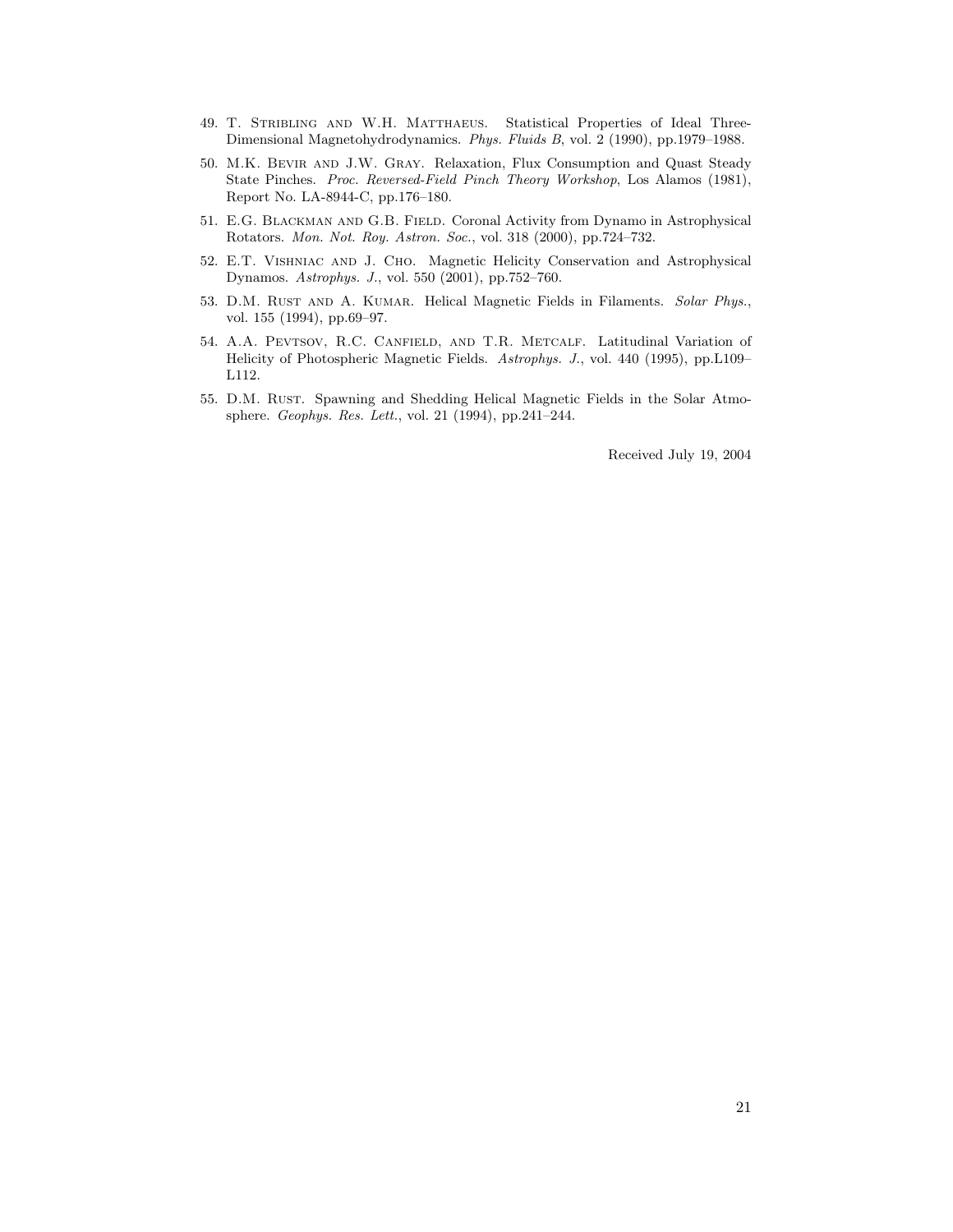49. T. Stribling and W.H. Matthaeus. Statistical Properties of Ideal Three-Dimensional Magnetohydrodynamics. *Phys. Fluids B*, vol. 2 (1990), pp.1979–1988.

50. M.K. Bevir and J.W. Gray. Relaxation, Flux Consumption and Quast Steady State Pinches. *Proc. Reversed-Field Pinch Theory Workshop*, Los Alamos (1981), Report No. LA-8944-C, pp.176–180.

51. E.G. Blackman and G.B. Field. Coronal Activity from Dynamo in Astrophysical Rotators. *Mon. Not. Roy. Astron. Soc.*, vol. 318 (2000), pp.724–732.

52. E.T. Vishniac and J. Cho. Magnetic Helicity Conservation and Astrophysical Dynamos. *Astrophys. J.*, vol. 550 (2001), pp.752–760.

53. D.M. Rust and A. Kumar. Helical Magnetic Fields in Filaments. *Solar Phys.*, vol. 155 (1994), pp.69–97.

54. A.A. Pevtsov, R.C. Canfield, and T.R. Metcalf. Latitudinal Variation of Helicity of Photospheric Magnetic Fields. *Astrophys. J.*, vol. 440 (1995), pp.L109–L112.

55. D.M. Rust. Spawning and Shedding Helical Magnetic Fields in the Solar Atmosphere. *Geophys. Res. Lett.*, vol. 21 (1994), pp.241–244.

Received July 19, 2004